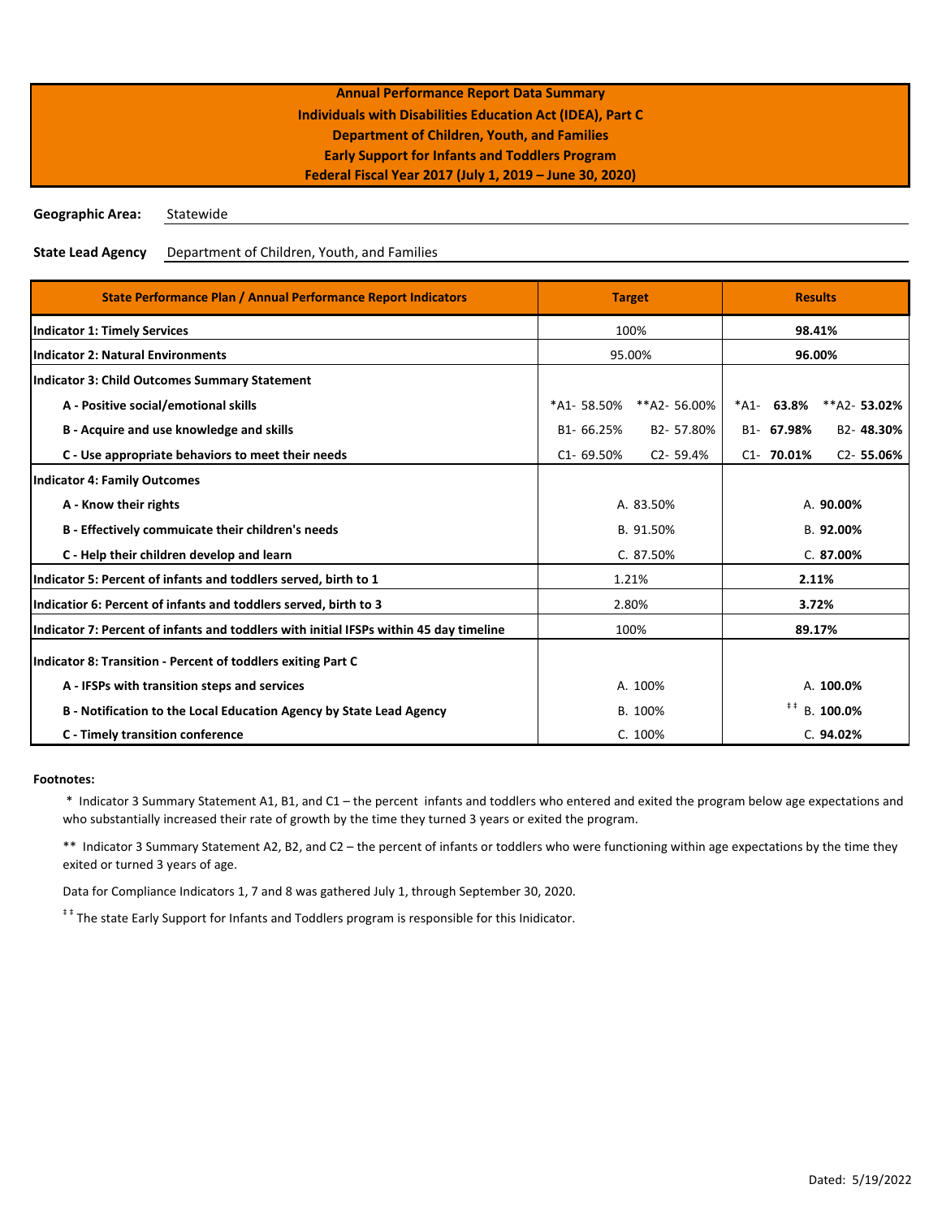# Annual Performance Report Data Summary
## Individuals with Disabilities Education Act (IDEA), Part C
## Department of Children, Youth, and Families
## Early Support for Infants and Toddlers Program
## Federal Fiscal Year 2017 (July 1, 2019 – June 30, 2020)

**Geographic Area:** Statewide

**State Lead Agency** Department of Children, Youth, and Families

| State Performance Plan / Annual Performance Report Indicators | Target | | Results | |
|---|---|---|---|---|
| **Indicator 1: Timely Services** | 100% | | **98.41%** | |
| **Indicator 2: Natural Environments** | 95.00% | | **96.00%** | |
| **Indicator 3: Child Outcomes Summary Statement** | | | | |
| **A - Positive social/emotional skills** | *A1- 58.50% | **A2- 56.00% | *A1- **63.8%** | **A2- **53.02%** |
| **B - Acquire and use knowledge and skills** | B1- 66.25% | B2- 57.80% | B1- **67.98%** | B2- **48.30%** |
| **C - Use appropriate behaviors to meet their needs** | C1- 69.50% | C2- 59.4% | C1- **70.01%** | C2- **55.06%** |
| **Indicator 4: Family Outcomes** | | | | |
| **A - Know their rights** | A. 83.50% | | A. **90.00%** | |
| **B - Effectively commuicate their children's needs** | B. 91.50% | | B. **92.00%** | |
| **C - Help their children develop and learn** | C. 87.50% | | C. **87.00%** | |
| **Indicator 5: Percent of infants and toddlers served, birth to 1** | 1.21% | | **2.11%** | |
| **Indicatior 6: Percent of infants and toddlers served, birth to 3** | 2.80% | | **3.72%** | |
| **Indicator 7: Percent of infants and toddlers with initial IFSPs within 45 day timeline** | 100% | | **89.17%** | |
| **Indicator 8: Transition - Percent of toddlers exiting Part C** | | | | |
| **A - IFSPs with transition steps and services** | A. 100% | | A. **100.0%** | |
| **B - Notification to the Local Education Agency by State Lead Agency** | B. 100% | | ‡‡ B. **100.0%** | |
| **C - Timely transition conference** | C. 100% | | C. **94.02%** | |

**Footnotes:**

\* Indicator 3 Summary Statement A1, B1, and C1 – the percent infants and toddlers who entered and exited the program below age expectations and who substantially increased their rate of growth by the time they turned 3 years or exited the program.

** Indicator 3 Summary Statement A2, B2, and C2 – the percent of infants or toddlers who were functioning within age expectations by the time they exited or turned 3 years of age.

Data for Compliance Indicators 1, 7 and 8 was gathered July 1, through September 30, 2020.

‡‡ The state Early Support for Infants and Toddlers program is responsible for this Inidicator.

Dated: 5/19/2022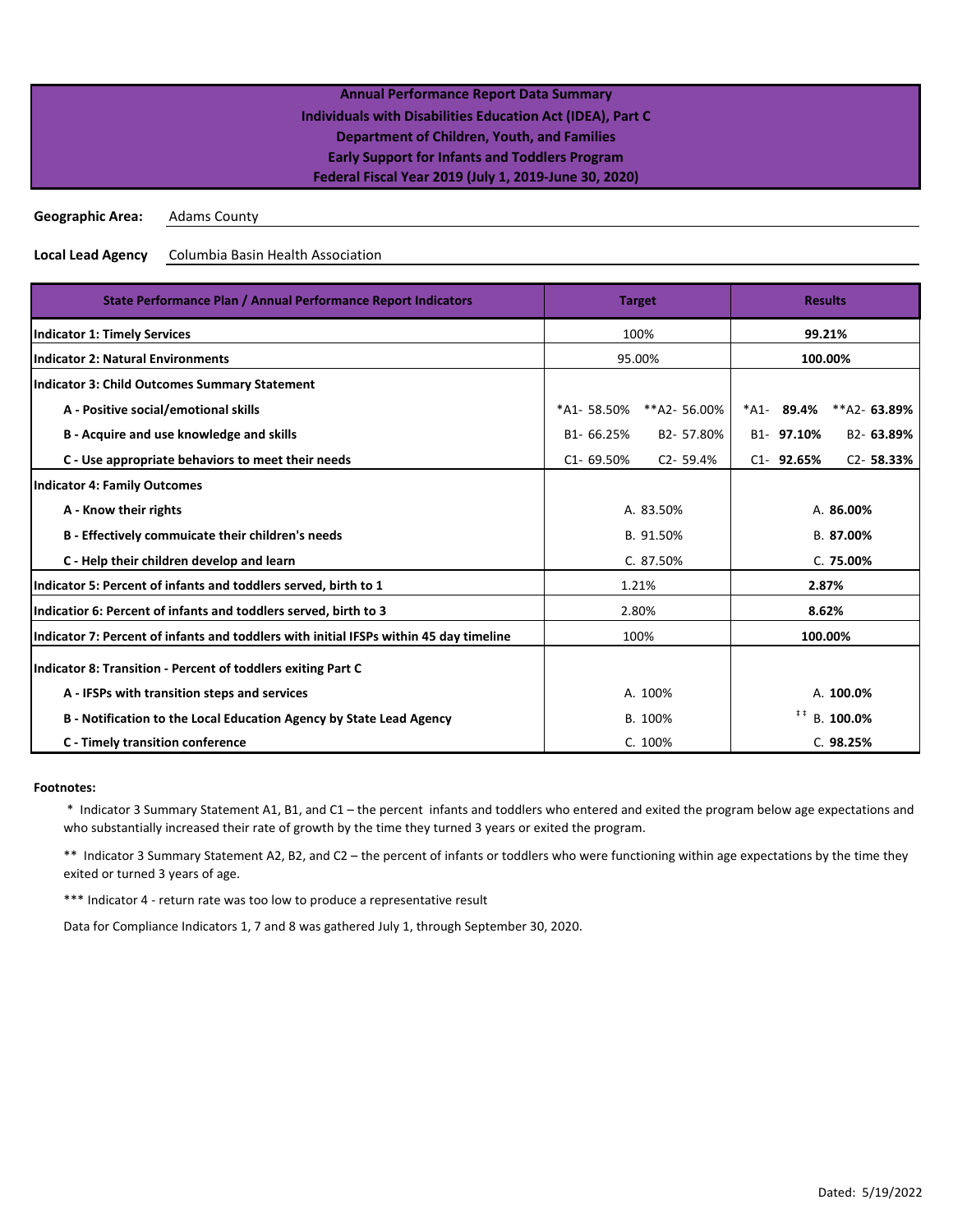**Annual Performance Report Data Summary**
**Individuals with Disabilities Education Act (IDEA), Part C**
**Department of Children, Youth, and Families**
**Early Support for Infants and Toddlers Program**
**Federal Fiscal Year 2019 (July 1, 2019-June 30, 2020)**

**Geographic Area:** Adams County

**Local Lead Agency** Columbia Basin Health Association

| State Performance Plan / Annual Performance Report Indicators | Target | | Results | |
|---|---|---|---|---|
| **Indicator 1: Timely Services** | 100% | | **99.21%** | |
| **Indicator 2: Natural Environments** | 95.00% | | **100.00%** | |
| **Indicator 3: Child Outcomes Summary Statement** | | | | |
| **A - Positive social/emotional skills** | *A1- 58.50% | **A2- 56.00% | *A1- **89.4%** | **A2- **63.89%** |
| **B - Acquire and use knowledge and skills** | B1- 66.25% | B2- 57.80% | B1- **97.10%** | B2- **63.89%** |
| **C - Use appropriate behaviors to meet their needs** | C1- 69.50% | C2- 59.4% | C1- **92.65%** | C2- **58.33%** |
| **Indicator 4: Family Outcomes** | | | | |
| **A - Know their rights** | A. 83.50% | | A. **86.00%** | |
| **B - Effectively commuicate their children's needs** | B. 91.50% | | B. **87.00%** | |
| **C - Help their children develop and learn** | C. 87.50% | | C. **75.00%** | |
| **Indicator 5: Percent of infants and toddlers served, birth to 1** | 1.21% | | **2.87%** | |
| **Indicatior 6: Percent of infants and toddlers served, birth to 3** | 2.80% | | **8.62%** | |
| **Indicator 7: Percent of infants and toddlers with initial IFSPs within 45 day timeline** | 100% | | **100.00%** | |
| **Indicator 8: Transition - Percent of toddlers exiting Part C** | | | | |
| **A - IFSPs with transition steps and services** | A. 100% | | A. **100.0%** | |
| **B - Notification to the Local Education Agency by State Lead Agency** | B. 100% | | ‡‡ B. **100.0%** | |
| **C - Timely transition conference** | C. 100% | | C. **98.25%** | |

**Footnotes:**

\* Indicator 3 Summary Statement A1, B1, and C1 – the percent infants and toddlers who entered and exited the program below age expectations and who substantially increased their rate of growth by the time they turned 3 years or exited the program.

** Indicator 3 Summary Statement A2, B2, and C2 – the percent of infants or toddlers who were functioning within age expectations by the time they exited or turned 3 years of age.

*** Indicator 4 - return rate was too low to produce a representative result

Data for Compliance Indicators 1, 7 and 8 was gathered July 1, through September 30, 2020.

Dated: 5/19/2022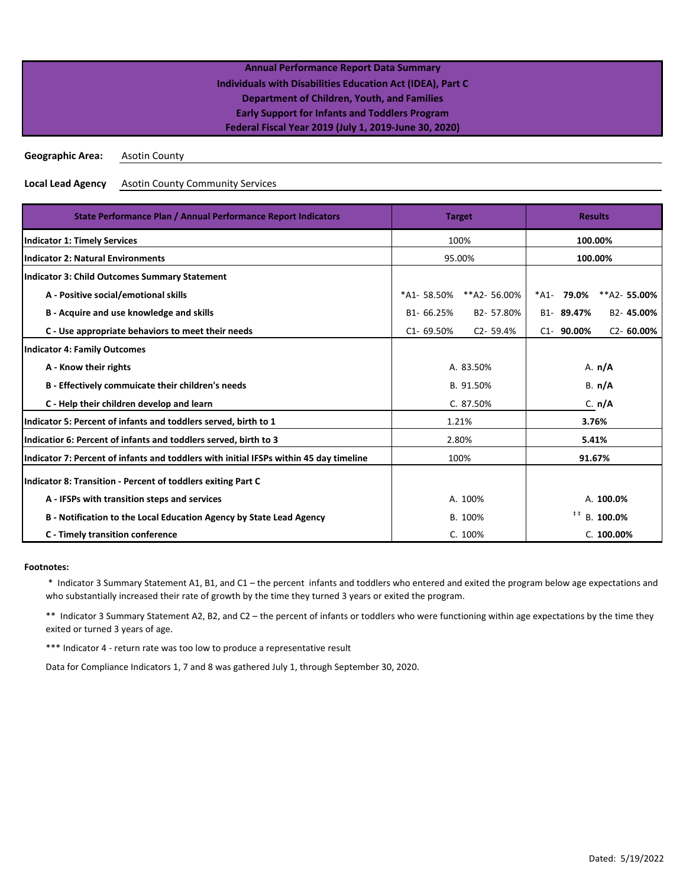**Annual Performance Report Data Summary**
**Individuals with Disabilities Education Act (IDEA), Part C**
**Department of Children, Youth, and Families**
**Early Support for Infants and Toddlers Program**
**Federal Fiscal Year 2019 (July 1, 2019-June 30, 2020)**

**Geographic Area:** Asotin County

**Local Lead Agency** Asotin County Community Services

| State Performance Plan / Annual Performance Report Indicators | Target | | Results | |
|---|---|---|---|---|
| **Indicator 1: Timely Services** | 100% | | **100.00%** | |
| **Indicator 2: Natural Environments** | 95.00% | | **100.00%** | |
| **Indicator 3: Child Outcomes Summary Statement** | | | | |
| **A - Positive social/emotional skills** | *A1- 58.50% | **A2- 56.00% | *A1- **79.0%** | **A2- **55.00%** |
| **B - Acquire and use knowledge and skills** | B1- 66.25% | B2- 57.80% | B1- **89.47%** | B2- **45.00%** |
| **C - Use appropriate behaviors to meet their needs** | C1- 69.50% | C2- 59.4% | C1- **90.00%** | C2- **60.00%** |
| **Indicator 4: Family Outcomes** | | | | |
| **A - Know their rights** | A. 83.50% | | A. **n/A** | |
| **B - Effectively commuicate their children's needs** | B. 91.50% | | B. **n/A** | |
| **C - Help their children develop and learn** | C. 87.50% | | C. **n/A** | |
| **Indicator 5: Percent of infants and toddlers served, birth to 1** | 1.21% | | **3.76%** | |
| **Indicatior 6: Percent of infants and toddlers served, birth to 3** | 2.80% | | **5.41%** | |
| **Indicator 7: Percent of infants and toddlers with initial IFSPs within 45 day timeline** | 100% | | **91.67%** | |
| **Indicator 8: Transition - Percent of toddlers exiting Part C** | | | | |
| **A - IFSPs with transition steps and services** | A. 100% | | A. **100.0%** | |
| **B - Notification to the Local Education Agency by State Lead Agency** | B. 100% | | ‡‡ B. **100.0%** | |
| **C - Timely transition conference** | C. 100% | | C. **100.00%** | |

**Footnotes:**

\* Indicator 3 Summary Statement A1, B1, and C1 – the percent infants and toddlers who entered and exited the program below age expectations and who substantially increased their rate of growth by the time they turned 3 years or exited the program.

** Indicator 3 Summary Statement A2, B2, and C2 – the percent of infants or toddlers who were functioning within age expectations by the time they exited or turned 3 years of age.

*** Indicator 4 - return rate was too low to produce a representative result

Data for Compliance Indicators 1, 7 and 8 was gathered July 1, through September 30, 2020.

Dated: 5/19/2022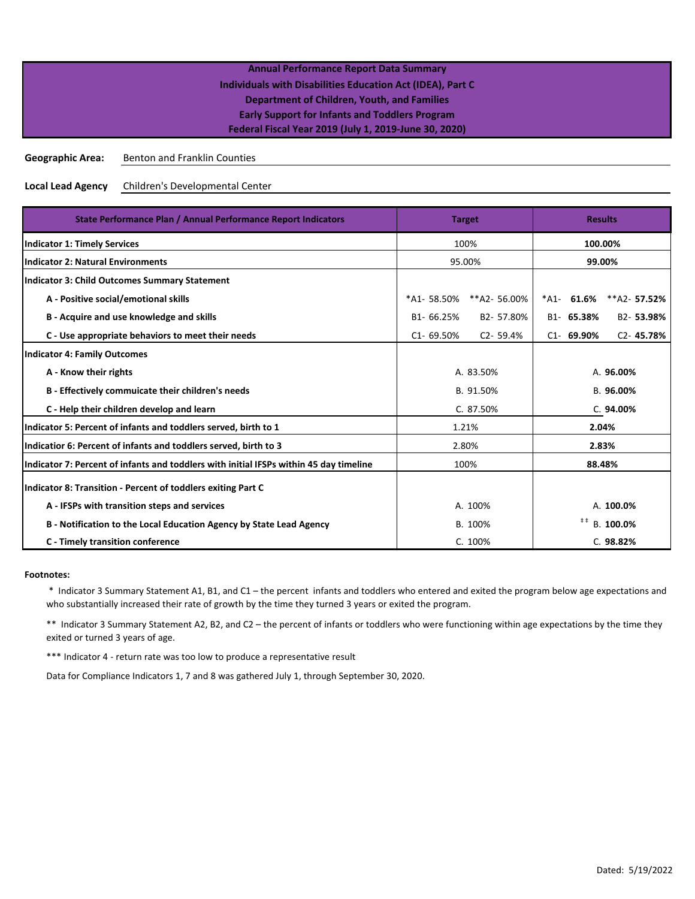**Annual Performance Report Data Summary**
**Individuals with Disabilities Education Act (IDEA), Part C**
**Department of Children, Youth, and Families**
**Early Support for Infants and Toddlers Program**
**Federal Fiscal Year 2019 (July 1, 2019-June 30, 2020)**

**Geographic Area:** Benton and Franklin Counties

**Local Lead Agency** Children's Developmental Center

| State Performance Plan / Annual Performance Report Indicators | Target | | Results | |
|---|---|---|---|---|
| **Indicator 1: Timely Services** | 100% | | **100.00%** | |
| **Indicator 2: Natural Environments** | 95.00% | | **99.00%** | |
| **Indicator 3: Child Outcomes Summary Statement** | | | | |
| **A - Positive social/emotional skills** | *A1- 58.50% | **A2- 56.00% | *A1- **61.6%** | **A2- **57.52%** |
| **B - Acquire and use knowledge and skills** | B1- 66.25% | B2- 57.80% | B1- **65.38%** | B2- **53.98%** |
| **C - Use appropriate behaviors to meet their needs** | C1- 69.50% | C2- 59.4% | C1- **69.90%** | C2- **45.78%** |
| **Indicator 4: Family Outcomes** | | | | |
| **A - Know their rights** | A. 83.50% | | A. **96.00%** | |
| **B - Effectively commuicate their children's needs** | B. 91.50% | | B. **96.00%** | |
| **C - Help their children develop and learn** | C. 87.50% | | C. **94.00%** | |
| **Indicator 5: Percent of infants and toddlers served, birth to 1** | 1.21% | | **2.04%** | |
| **Indicatior 6: Percent of infants and toddlers served, birth to 3** | 2.80% | | **2.83%** | |
| **Indicator 7: Percent of infants and toddlers with initial IFSPs within 45 day timeline** | 100% | | **88.48%** | |
| **Indicator 8: Transition - Percent of toddlers exiting Part C** | | | | |
| **A - IFSPs with transition steps and services** | A. 100% | | A. **100.0%** | |
| **B - Notification to the Local Education Agency by State Lead Agency** | B. 100% | | ‡‡ B. **100.0%** | |
| **C - Timely transition conference** | C. 100% | | C. **98.82%** | |

**Footnotes:**

\* Indicator 3 Summary Statement A1, B1, and C1 – the percent infants and toddlers who entered and exited the program below age expectations and who substantially increased their rate of growth by the time they turned 3 years or exited the program.

** Indicator 3 Summary Statement A2, B2, and C2 – the percent of infants or toddlers who were functioning within age expectations by the time they exited or turned 3 years of age.

*** Indicator 4 - return rate was too low to produce a representative result

Data for Compliance Indicators 1, 7 and 8 was gathered July 1, through September 30, 2020.

Dated: 5/19/2022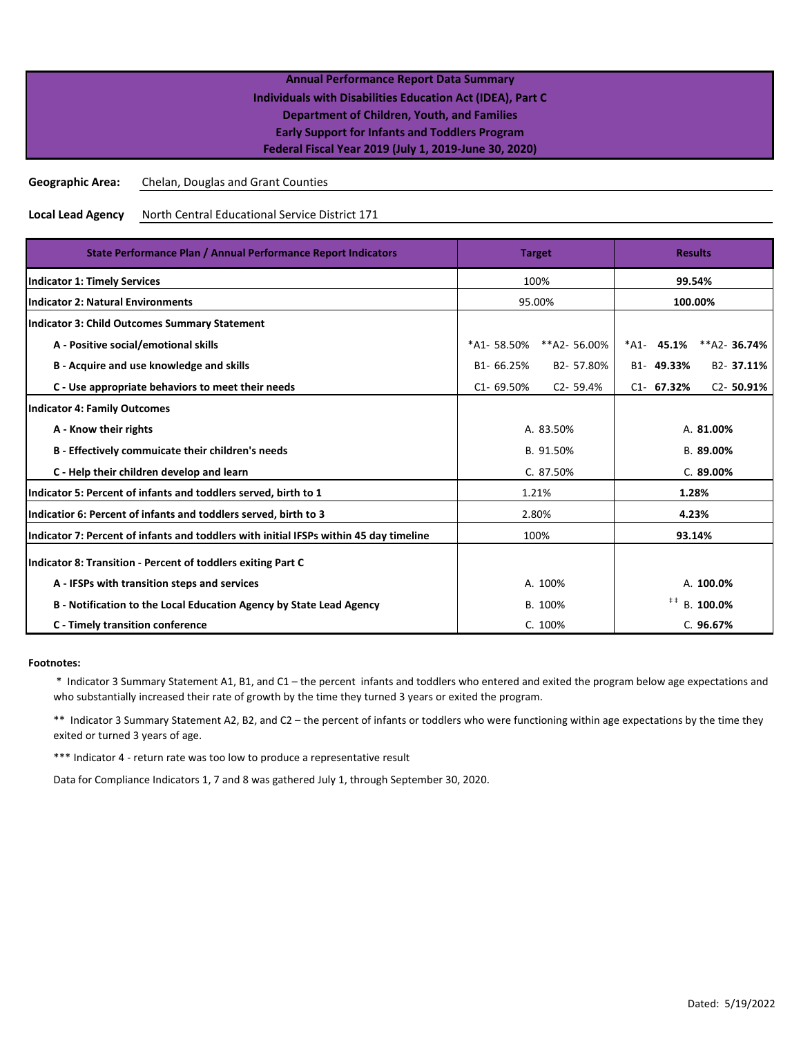**Annual Performance Report Data Summary**
**Individuals with Disabilities Education Act (IDEA), Part C**
**Department of Children, Youth, and Families**
**Early Support for Infants and Toddlers Program**
**Federal Fiscal Year 2019 (July 1, 2019-June 30, 2020)**

**Geographic Area:** Chelan, Douglas and Grant Counties

**Local Lead Agency** North Central Educational Service District 171

| State Performance Plan / Annual Performance Report Indicators | Target | Results |
|---|---|---|
| **Indicator 1: Timely Services** | 100% | **99.54%** |
| **Indicator 2: Natural Environments** | 95.00% | **100.00%** |
| **Indicator 3: Child Outcomes Summary Statement** | | |
| **A - Positive social/emotional skills** | *A1- 58.50% **A2- 56.00% | *A1- **45.1%** **A2- **36.74%** |
| **B - Acquire and use knowledge and skills** | B1- 66.25% B2- 57.80% | B1- **49.33%** B2- **37.11%** |
| **C - Use appropriate behaviors to meet their needs** | C1- 69.50% C2- 59.4% | C1- **67.32%** C2- **50.91%** |
| **Indicator 4: Family Outcomes** | | |
| **A - Know their rights** | A. 83.50% | A. **81.00%** |
| **B - Effectively commuicate their children's needs** | B. 91.50% | B. **89.00%** |
| **C - Help their children develop and learn** | C. 87.50% | C. **89.00%** |
| **Indicator 5: Percent of infants and toddlers served, birth to 1** | 1.21% | **1.28%** |
| **Indicatior 6: Percent of infants and toddlers served, birth to 3** | 2.80% | **4.23%** |
| **Indicator 7: Percent of infants and toddlers with initial IFSPs within 45 day timeline** | 100% | **93.14%** |
| **Indicator 8: Transition - Percent of toddlers exiting Part C** | | |
| **A - IFSPs with transition steps and services** | A. 100% | A. **100.0%** |
| **B - Notification to the Local Education Agency by State Lead Agency** | B. 100% | ‡‡ B. **100.0%** |
| **C - Timely transition conference** | C. 100% | C. **96.67%** |

**Footnotes:**

\* Indicator 3 Summary Statement A1, B1, and C1 – the percent infants and toddlers who entered and exited the program below age expectations and who substantially increased their rate of growth by the time they turned 3 years or exited the program.

** Indicator 3 Summary Statement A2, B2, and C2 – the percent of infants or toddlers who were functioning within age expectations by the time they exited or turned 3 years of age.

*** Indicator 4 - return rate was too low to produce a representative result

Data for Compliance Indicators 1, 7 and 8 was gathered July 1, through September 30, 2020.

Dated: 5/19/2022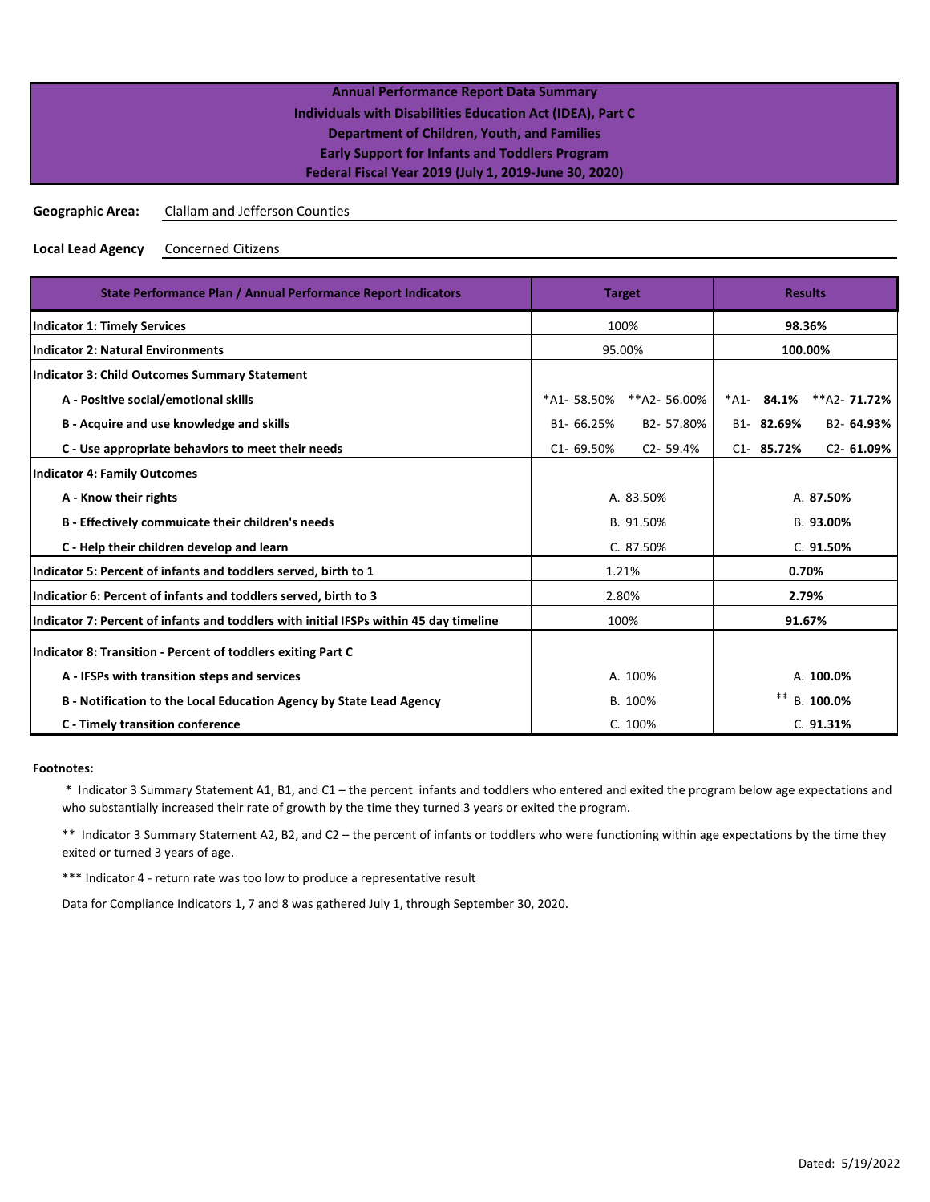# Annual Performance Report Data Summary
## Individuals with Disabilities Education Act (IDEA), Part C
## Department of Children, Youth, and Families
## Early Support for Infants and Toddlers Program
## Federal Fiscal Year 2019 (July 1, 2019-June 30, 2020)

**Geographic Area:** Clallam and Jefferson Counties

**Local Lead Agency** Concerned Citizens

| State Performance Plan / Annual Performance Report Indicators | Target | | Results | |
|---|---|---|---|---|
| **Indicator 1: Timely Services** | 100% | | **98.36%** | |
| **Indicator 2: Natural Environments** | 95.00% | | **100.00%** | |
| **Indicator 3: Child Outcomes Summary Statement** | | | | |
| **A - Positive social/emotional skills** | *A1- 58.50% | **A2- 56.00% | *A1- **84.1%** | **A2- **71.72%** |
| **B - Acquire and use knowledge and skills** | B1- 66.25% | B2- 57.80% | B1- **82.69%** | B2- **64.93%** |
| **C - Use appropriate behaviors to meet their needs** | C1- 69.50% | C2- 59.4% | C1- **85.72%** | C2- **61.09%** |
| **Indicator 4: Family Outcomes** | | | | |
| **A - Know their rights** | A. 83.50% | | A. **87.50%** | |
| **B - Effectively commuicate their children's needs** | B. 91.50% | | B. **93.00%** | |
| **C - Help their children develop and learn** | C. 87.50% | | C. **91.50%** | |
| **Indicator 5: Percent of infants and toddlers served, birth to 1** | 1.21% | | **0.70%** | |
| **Indicatior 6: Percent of infants and toddlers served, birth to 3** | 2.80% | | **2.79%** | |
| **Indicator 7: Percent of infants and toddlers with initial IFSPs within 45 day timeline** | 100% | | **91.67%** | |
| **Indicator 8: Transition - Percent of toddlers exiting Part C** | | | | |
| **A - IFSPs with transition steps and services** | A. 100% | | A. **100.0%** | |
| **B - Notification to the Local Education Agency by State Lead Agency** | B. 100% | | ‡‡ B. **100.0%** | |
| **C - Timely transition conference** | C. 100% | | C. **91.31%** | |

**Footnotes:**

\* Indicator 3 Summary Statement A1, B1, and C1 – the percent infants and toddlers who entered and exited the program below age expectations and who substantially increased their rate of growth by the time they turned 3 years or exited the program.

** Indicator 3 Summary Statement A2, B2, and C2 – the percent of infants or toddlers who were functioning within age expectations by the time they exited or turned 3 years of age.

*** Indicator 4 - return rate was too low to produce a representative result

Data for Compliance Indicators 1, 7 and 8 was gathered July 1, through September 30, 2020.

Dated: 5/19/2022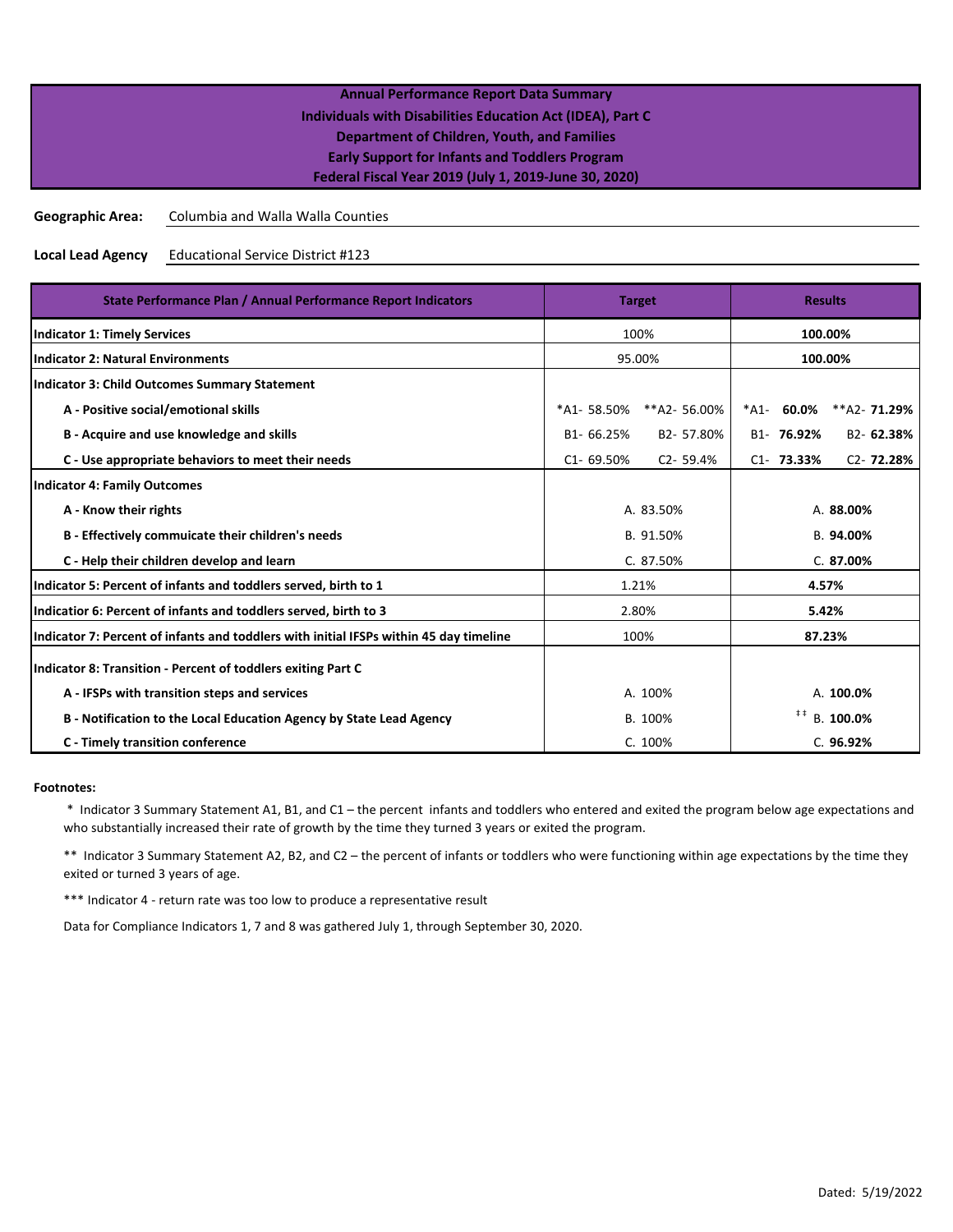**Annual Performance Report Data Summary**
**Individuals with Disabilities Education Act (IDEA), Part C**
**Department of Children, Youth, and Families**
**Early Support for Infants and Toddlers Program**
**Federal Fiscal Year 2019 (July 1, 2019-June 30, 2020)**

**Geographic Area:** Columbia and Walla Walla Counties

**Local Lead Agency** Educational Service District #123

| State Performance Plan / Annual Performance Report Indicators | Target | | Results | |
|---|---|---|---|---|
| **Indicator 1: Timely Services** | 100% | | **100.00%** | |
| **Indicator 2: Natural Environments** | 95.00% | | **100.00%** | |
| **Indicator 3: Child Outcomes Summary Statement** | | | | |
| **A - Positive social/emotional skills** | *A1- 58.50% | **A2- 56.00% | *A1- **60.0%** | **A2- **71.29%** |
| **B - Acquire and use knowledge and skills** | B1- 66.25% | B2- 57.80% | B1- **76.92%** | B2- **62.38%** |
| **C - Use appropriate behaviors to meet their needs** | C1- 69.50% | C2- 59.4% | C1- **73.33%** | C2- **72.28%** |
| **Indicator 4: Family Outcomes** | | | | |
| **A - Know their rights** | A. 83.50% | | A. **88.00%** | |
| **B - Effectively commuicate their children's needs** | B. 91.50% | | B. **94.00%** | |
| **C - Help their children develop and learn** | C. 87.50% | | C. **87.00%** | |
| **Indicator 5: Percent of infants and toddlers served, birth to 1** | 1.21% | | **4.57%** | |
| **Indicatior 6: Percent of infants and toddlers served, birth to 3** | 2.80% | | **5.42%** | |
| **Indicator 7: Percent of infants and toddlers with initial IFSPs within 45 day timeline** | 100% | | **87.23%** | |
| **Indicator 8: Transition - Percent of toddlers exiting Part C** | | | | |
| **A - IFSPs with transition steps and services** | A. 100% | | A. **100.0%** | |
| **B - Notification to the Local Education Agency by State Lead Agency** | B. 100% | | ‡‡ B. **100.0%** | |
| **C - Timely transition conference** | C. 100% | | C. **96.92%** | |

**Footnotes:**

\* Indicator 3 Summary Statement A1, B1, and C1 – the percent infants and toddlers who entered and exited the program below age expectations and who substantially increased their rate of growth by the time they turned 3 years or exited the program.

** Indicator 3 Summary Statement A2, B2, and C2 – the percent of infants or toddlers who were functioning within age expectations by the time they exited or turned 3 years of age.

*** Indicator 4 - return rate was too low to produce a representative result

Data for Compliance Indicators 1, 7 and 8 was gathered July 1, through September 30, 2020.

Dated: 5/19/2022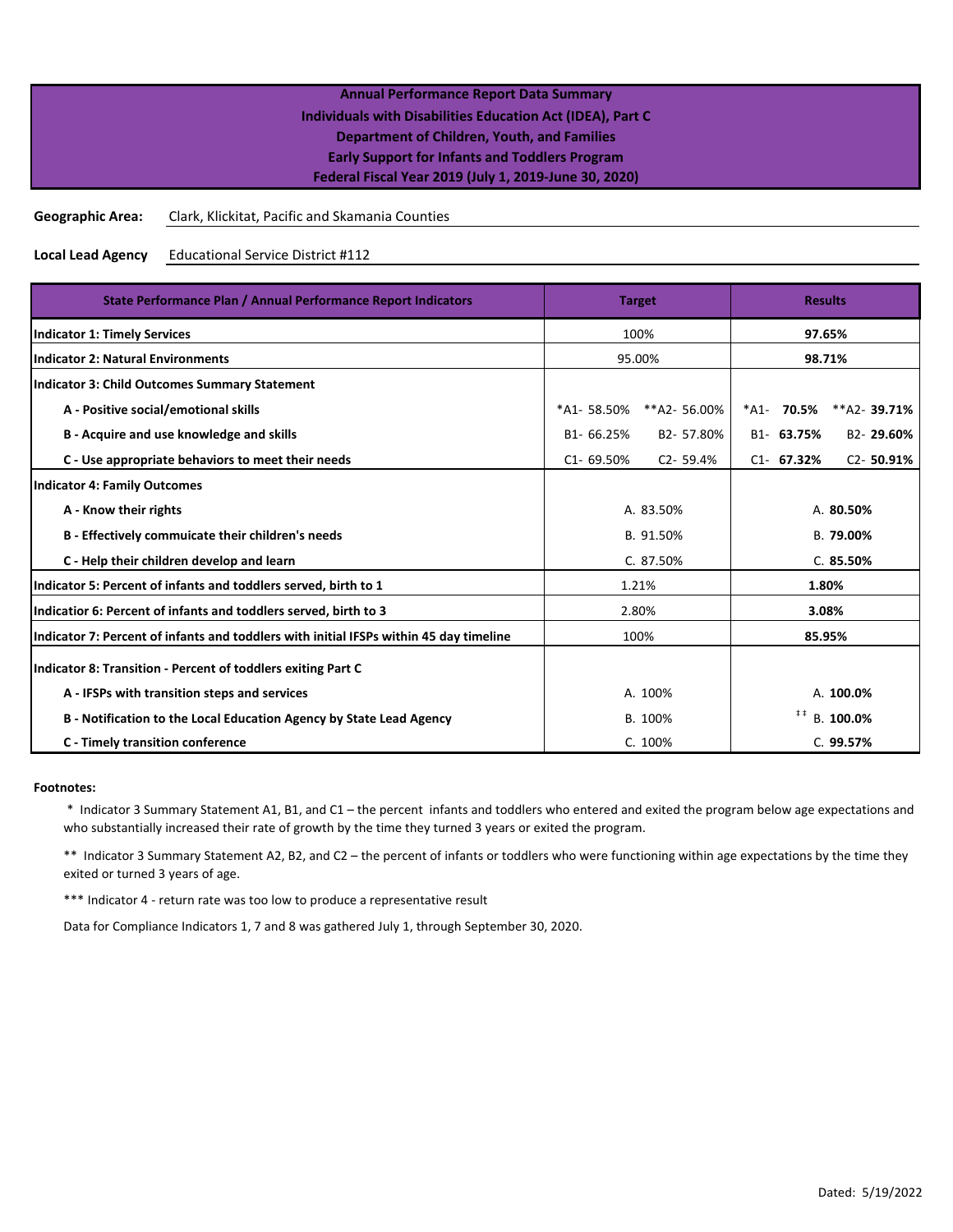**Annual Performance Report Data Summary**
**Individuals with Disabilities Education Act (IDEA), Part C**
**Department of Children, Youth, and Families**
**Early Support for Infants and Toddlers Program**
**Federal Fiscal Year 2019 (July 1, 2019-June 30, 2020)**

**Geographic Area:** Clark, Klickitat, Pacific and Skamania Counties

**Local Lead Agency** Educational Service District #112

| State Performance Plan / Annual Performance Report Indicators | Target | | Results | |
|---|---|---|---|---|
| **Indicator 1: Timely Services** | 100% | | **97.65%** | |
| **Indicator 2: Natural Environments** | 95.00% | | **98.71%** | |
| **Indicator 3: Child Outcomes Summary Statement** | | | | |
| **A - Positive social/emotional skills** | *A1- 58.50% | **A2- 56.00% | *A1- **70.5%** | **A2- **39.71%** |
| **B - Acquire and use knowledge and skills** | B1- 66.25% | B2- 57.80% | B1- **63.75%** | B2- **29.60%** |
| **C - Use appropriate behaviors to meet their needs** | C1- 69.50% | C2- 59.4% | C1- **67.32%** | C2- **50.91%** |
| **Indicator 4: Family Outcomes** | | | | |
| **A - Know their rights** | A. 83.50% | | A. **80.50%** | |
| **B - Effectively commuicate their children's needs** | B. 91.50% | | B. **79.00%** | |
| **C - Help their children develop and learn** | C. 87.50% | | C. **85.50%** | |
| **Indicator 5: Percent of infants and toddlers served, birth to 1** | 1.21% | | **1.80%** | |
| **Indicatior 6: Percent of infants and toddlers served, birth to 3** | 2.80% | | **3.08%** | |
| **Indicator 7: Percent of infants and toddlers with initial IFSPs within 45 day timeline** | 100% | | **85.95%** | |
| **Indicator 8: Transition - Percent of toddlers exiting Part C** | | | | |
| **A - IFSPs with transition steps and services** | A. 100% | | A. **100.0%** | |
| **B - Notification to the Local Education Agency by State Lead Agency** | B. 100% | | ‡‡ B. **100.0%** | |
| **C - Timely transition conference** | C. 100% | | C. **99.57%** | |

**Footnotes:**

\* Indicator 3 Summary Statement A1, B1, and C1 – the percent infants and toddlers who entered and exited the program below age expectations and who substantially increased their rate of growth by the time they turned 3 years or exited the program.

** Indicator 3 Summary Statement A2, B2, and C2 – the percent of infants or toddlers who were functioning within age expectations by the time they exited or turned 3 years of age.

*** Indicator 4 - return rate was too low to produce a representative result

Data for Compliance Indicators 1, 7 and 8 was gathered July 1, through September 30, 2020.

Dated: 5/19/2022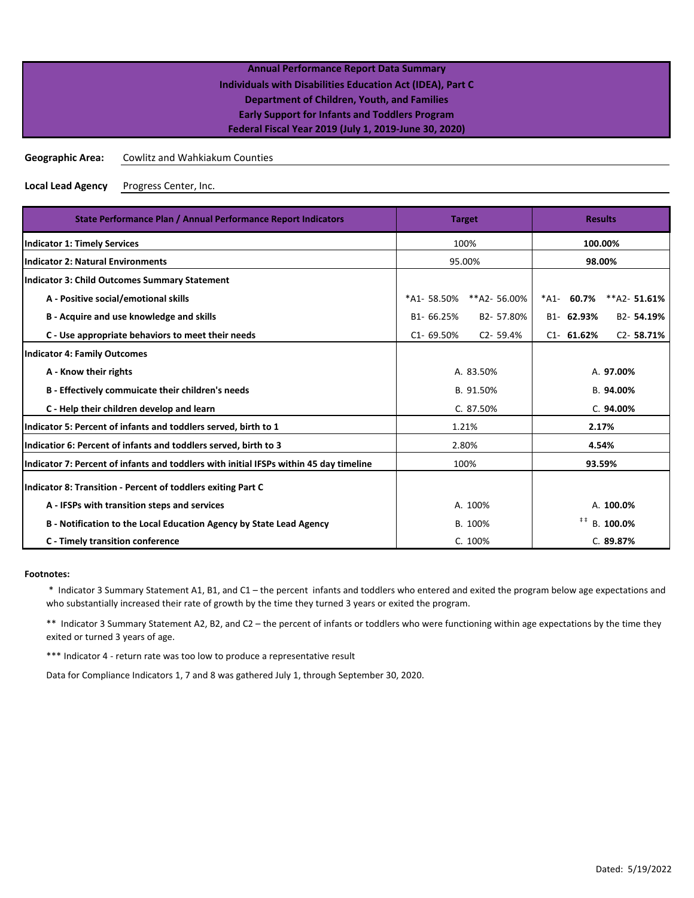**Annual Performance Report Data Summary**
**Individuals with Disabilities Education Act (IDEA), Part C**
**Department of Children, Youth, and Families**
**Early Support for Infants and Toddlers Program**
**Federal Fiscal Year 2019 (July 1, 2019-June 30, 2020)**

**Geographic Area:** Cowlitz and Wahkiakum Counties

**Local Lead Agency** Progress Center, Inc.

| State Performance Plan / Annual Performance Report Indicators | Target | | Results | |
|---|---|---|---|---|
| **Indicator 1: Timely Services** | 100% | | **100.00%** | |
| **Indicator 2: Natural Environments** | 95.00% | | **98.00%** | |
| **Indicator 3: Child Outcomes Summary Statement** | | | | |
| **A - Positive social/emotional skills** | *A1- 58.50% | **A2- 56.00% | *A1- **60.7%** | **A2- **51.61%** |
| **B - Acquire and use knowledge and skills** | B1- 66.25% | B2- 57.80% | B1- **62.93%** | B2- **54.19%** |
| **C - Use appropriate behaviors to meet their needs** | C1- 69.50% | C2- 59.4% | C1- **61.62%** | C2- **58.71%** |
| **Indicator 4: Family Outcomes** | | | | |
| **A - Know their rights** | A. 83.50% | | A. **97.00%** | |
| **B - Effectively commuicate their children's needs** | B. 91.50% | | B. **94.00%** | |
| **C - Help their children develop and learn** | C. 87.50% | | C. **94.00%** | |
| **Indicator 5: Percent of infants and toddlers served, birth to 1** | 1.21% | | **2.17%** | |
| **Indicatior 6: Percent of infants and toddlers served, birth to 3** | 2.80% | | **4.54%** | |
| **Indicator 7: Percent of infants and toddlers with initial IFSPs within 45 day timeline** | 100% | | **93.59%** | |
| **Indicator 8: Transition - Percent of toddlers exiting Part C** | | | | |
| **A - IFSPs with transition steps and services** | A. 100% | | A. **100.0%** | |
| **B - Notification to the Local Education Agency by State Lead Agency** | B. 100% | | ‡‡ B. **100.0%** | |
| **C - Timely transition conference** | C. 100% | | C. **89.87%** | |

**Footnotes:**

\* Indicator 3 Summary Statement A1, B1, and C1 – the percent infants and toddlers who entered and exited the program below age expectations and who substantially increased their rate of growth by the time they turned 3 years or exited the program.

** Indicator 3 Summary Statement A2, B2, and C2 – the percent of infants or toddlers who were functioning within age expectations by the time they exited or turned 3 years of age.

*** Indicator 4 - return rate was too low to produce a representative result

Data for Compliance Indicators 1, 7 and 8 was gathered July 1, through September 30, 2020.

Dated: 5/19/2022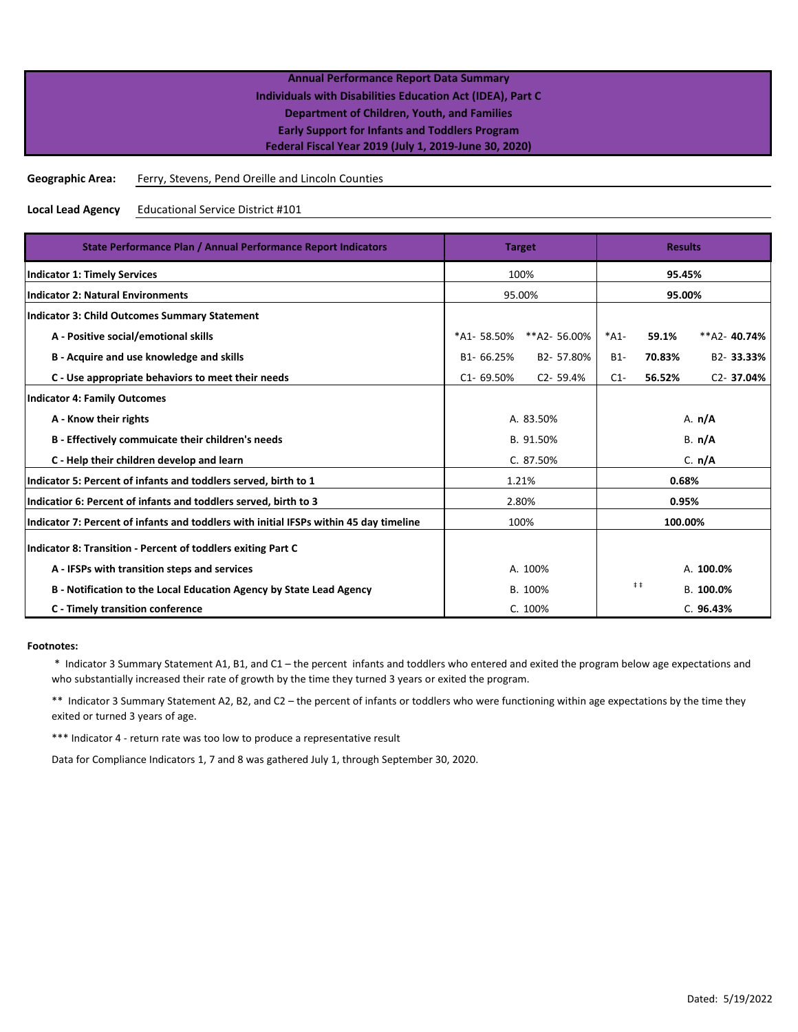**Annual Performance Report Data Summary**
**Individuals with Disabilities Education Act (IDEA), Part C**
**Department of Children, Youth, and Families**
**Early Support for Infants and Toddlers Program**
**Federal Fiscal Year 2019 (July 1, 2019-June 30, 2020)**

**Geographic Area:** Ferry, Stevens, Pend Oreille and Lincoln Counties

**Local Lead Agency** Educational Service District #101

| State Performance Plan / Annual Performance Report Indicators | Target | | Results | |
|---|---|---|---|---|
| **Indicator 1: Timely Services** | 100% | | **95.45%** | |
| **Indicator 2: Natural Environments** | 95.00% | | **95.00%** | |
| **Indicator 3: Child Outcomes Summary Statement** | | | | |
| **A - Positive social/emotional skills** | *A1- 58.50% | **A2- 56.00% | *A1- **59.1%** | **A2- **40.74%** |
| **B - Acquire and use knowledge and skills** | B1- 66.25% | B2- 57.80% | B1- **70.83%** | B2- **33.33%** |
| **C - Use appropriate behaviors to meet their needs** | C1- 69.50% | C2- 59.4% | C1- **56.52%** | C2- **37.04%** |
| **Indicator 4: Family Outcomes** | | | | |
| **A - Know their rights** | A. 83.50% | | A. **n/A** | |
| **B - Effectively commuicate their children's needs** | B. 91.50% | | B. **n/A** | |
| **C - Help their children develop and learn** | C. 87.50% | | C. **n/A** | |
| **Indicator 5: Percent of infants and toddlers served, birth to 1** | 1.21% | | **0.68%** | |
| **Indicatior 6: Percent of infants and toddlers served, birth to 3** | 2.80% | | **0.95%** | |
| **Indicator 7: Percent of infants and toddlers with initial IFSPs within 45 day timeline** | 100% | | **100.00%** | |
| **Indicator 8: Transition - Percent of toddlers exiting Part C** | | | | |
| **A - IFSPs with transition steps and services** | A. 100% | | A. **100.0%** | |
| **B - Notification to the Local Education Agency by State Lead Agency** | B. 100% | | ‡‡ B. **100.0%** | |
| **C - Timely transition conference** | C. 100% | | C. **96.43%** | |

**Footnotes:**

\* Indicator 3 Summary Statement A1, B1, and C1 – the percent infants and toddlers who entered and exited the program below age expectations and who substantially increased their rate of growth by the time they turned 3 years or exited the program.

** Indicator 3 Summary Statement A2, B2, and C2 – the percent of infants or toddlers who were functioning within age expectations by the time they exited or turned 3 years of age.

*** Indicator 4 - return rate was too low to produce a representative result

Data for Compliance Indicators 1, 7 and 8 was gathered July 1, through September 30, 2020.

Dated: 5/19/2022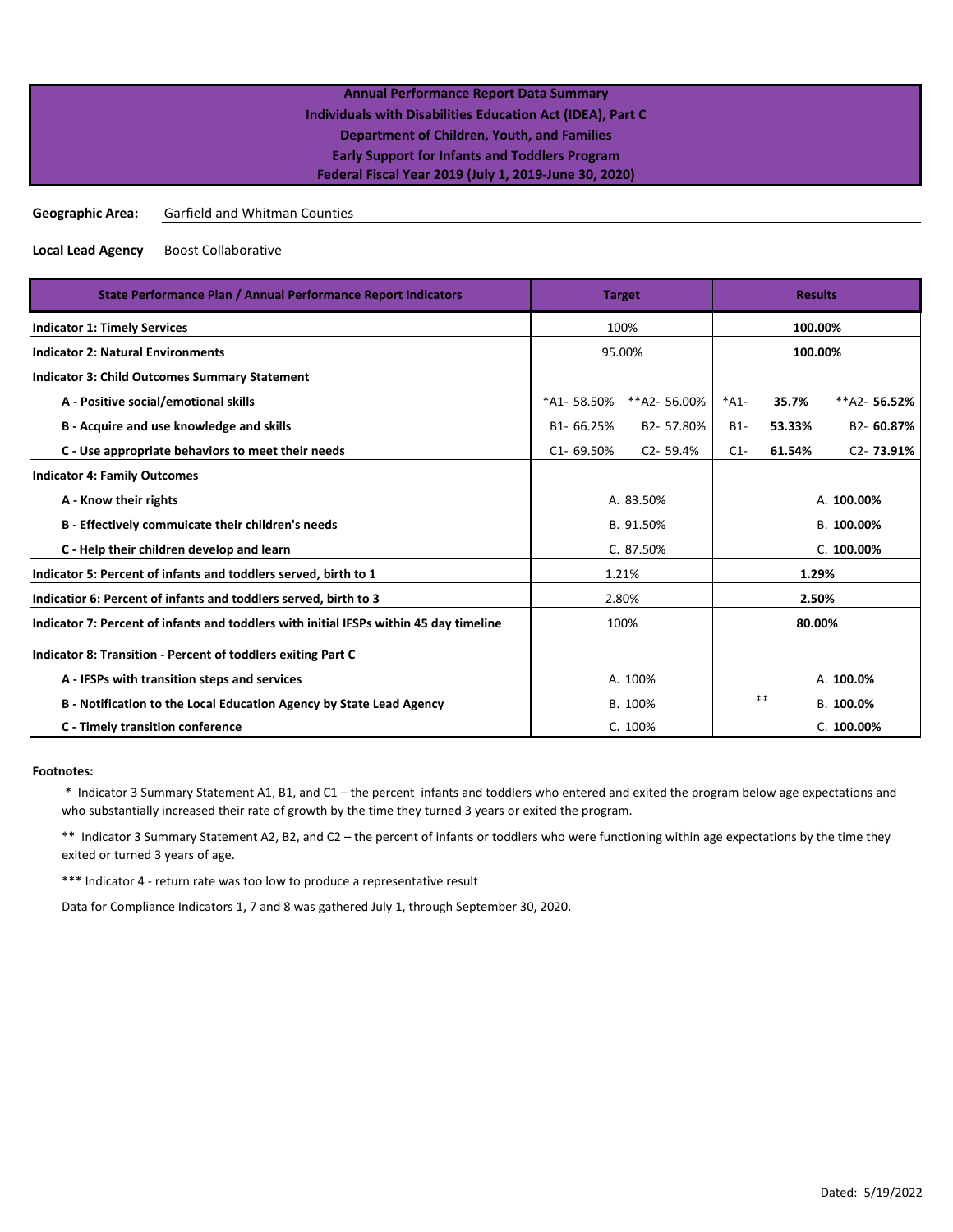**Annual Performance Report Data Summary**
**Individuals with Disabilities Education Act (IDEA), Part C**
**Department of Children, Youth, and Families**
**Early Support for Infants and Toddlers Program**
**Federal Fiscal Year 2019 (July 1, 2019-June 30, 2020)**

**Geographic Area:** Garfield and Whitman Counties

**Local Lead Agency** Boost Collaborative

| State Performance Plan / Annual Performance Report Indicators | Target | | Results | | |
|---|---|---|---|---|---|
| **Indicator 1: Timely Services** | 100% | | **100.00%** | | |
| **Indicator 2: Natural Environments** | 95.00% | | **100.00%** | | |
| **Indicator 3: Child Outcomes Summary Statement** | | | | | |
| **A - Positive social/emotional skills** | *A1- 58.50% | **A2- 56.00% | *A1- | **35.7%** | **A2- **56.52%** |
| **B - Acquire and use knowledge and skills** | B1- 66.25% | B2- 57.80% | B1- | **53.33%** | B2- **60.87%** |
| **C - Use appropriate behaviors to meet their needs** | C1- 69.50% | C2- 59.4% | C1- | **61.54%** | C2- **73.91%** |
| **Indicator 4: Family Outcomes** | | | | | |
| **A - Know their rights** | A. 83.50% | | A. **100.00%** | | |
| **B - Effectively commuicate their children's needs** | B. 91.50% | | B. **100.00%** | | |
| **C - Help their children develop and learn** | C. 87.50% | | C. **100.00%** | | |
| **Indicator 5: Percent of infants and toddlers served, birth to 1** | 1.21% | | **1.29%** | | |
| **Indicatior 6: Percent of infants and toddlers served, birth to 3** | 2.80% | | **2.50%** | | |
| **Indicator 7: Percent of infants and toddlers with initial IFSPs within 45 day timeline** | 100% | | **80.00%** | | |
| **Indicator 8: Transition - Percent of toddlers exiting Part C** | | | | | |
| **A - IFSPs with transition steps and services** | A. 100% | | A. **100.0%** | | |
| **B - Notification to the Local Education Agency by State Lead Agency** | B. 100% | | ‡‡ B. **100.0%** | | |
| **C - Timely transition conference** | C. 100% | | C. **100.00%** | | |

**Footnotes:**

\* Indicator 3 Summary Statement A1, B1, and C1 – the percent infants and toddlers who entered and exited the program below age expectations and who substantially increased their rate of growth by the time they turned 3 years or exited the program.

** Indicator 3 Summary Statement A2, B2, and C2 – the percent of infants or toddlers who were functioning within age expectations by the time they exited or turned 3 years of age.

*** Indicator 4 - return rate was too low to produce a representative result

Data for Compliance Indicators 1, 7 and 8 was gathered July 1, through September 30, 2020.

Dated: 5/19/2022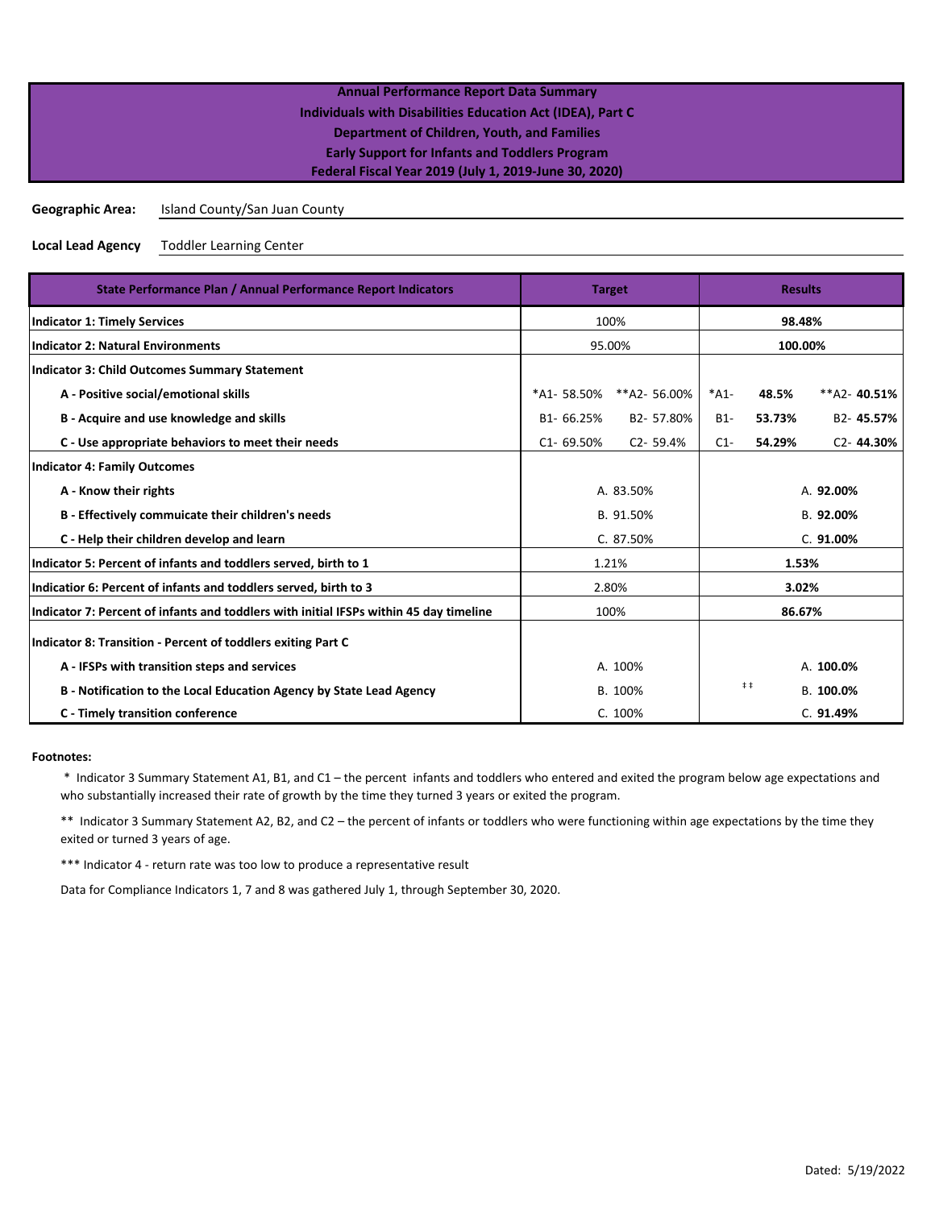**Annual Performance Report Data Summary**
**Individuals with Disabilities Education Act (IDEA), Part C**
**Department of Children, Youth, and Families**
**Early Support for Infants and Toddlers Program**
**Federal Fiscal Year 2019 (July 1, 2019-June 30, 2020)**

**Geographic Area:** Island County/San Juan County

**Local Lead Agency** Toddler Learning Center

| State Performance Plan / Annual Performance Report Indicators | Target | | Results | |
|---|---|---|---|---|
| **Indicator 1: Timely Services** | 100% | | **98.48%** | |
| **Indicator 2: Natural Environments** | 95.00% | | **100.00%** | |
| **Indicator 3: Child Outcomes Summary Statement** | | | | |
| **A - Positive social/emotional skills** | *A1- 58.50% | **A2- 56.00% | *A1- **48.5%** | **A2- **40.51%** |
| **B - Acquire and use knowledge and skills** | B1- 66.25% | B2- 57.80% | B1- **53.73%** | B2- **45.57%** |
| **C - Use appropriate behaviors to meet their needs** | C1- 69.50% | C2- 59.4% | C1- **54.29%** | C2- **44.30%** |
| **Indicator 4: Family Outcomes** | | | | |
| **A - Know their rights** | A. 83.50% | | A. **92.00%** | |
| **B - Effectively commuicate their children's needs** | B. 91.50% | | B. **92.00%** | |
| **C - Help their children develop and learn** | C. 87.50% | | C. **91.00%** | |
| **Indicator 5: Percent of infants and toddlers served, birth to 1** | 1.21% | | **1.53%** | |
| **Indicatior 6: Percent of infants and toddlers served, birth to 3** | 2.80% | | **3.02%** | |
| **Indicator 7: Percent of infants and toddlers with initial IFSPs within 45 day timeline** | 100% | | **86.67%** | |
| **Indicator 8: Transition - Percent of toddlers exiting Part C** | | | | |
| **A - IFSPs with transition steps and services** | A. 100% | | A. **100.0%** | |
| **B - Notification to the Local Education Agency by State Lead Agency** | B. 100% | | ‡‡ B. **100.0%** | |
| **C - Timely transition conference** | C. 100% | | C. **91.49%** | |

**Footnotes:**

\* Indicator 3 Summary Statement A1, B1, and C1 – the percent infants and toddlers who entered and exited the program below age expectations and who substantially increased their rate of growth by the time they turned 3 years or exited the program.

** Indicator 3 Summary Statement A2, B2, and C2 – the percent of infants or toddlers who were functioning within age expectations by the time they exited or turned 3 years of age.

*** Indicator 4 - return rate was too low to produce a representative result

Data for Compliance Indicators 1, 7 and 8 was gathered July 1, through September 30, 2020.

Dated: 5/19/2022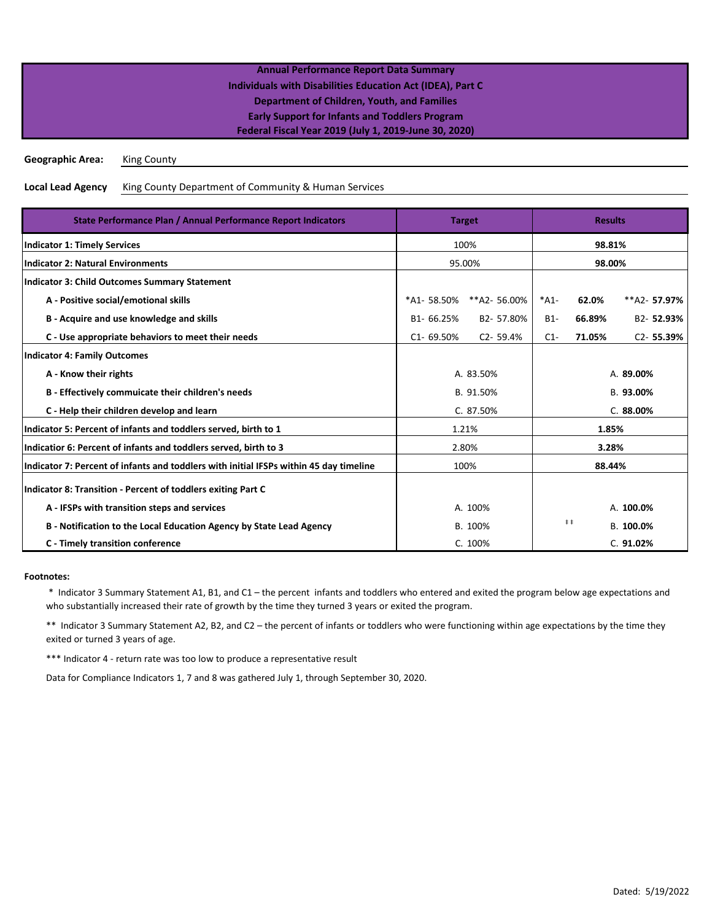## Annual Performance Report Data Summary
## Individuals with Disabilities Education Act (IDEA), Part C
## Department of Children, Youth, and Families
## Early Support for Infants and Toddlers Program
## Federal Fiscal Year 2019 (July 1, 2019-June 30, 2020)

**Geographic Area:** King County

**Local Lead Agency** King County Department of Community & Human Services

| State Performance Plan / Annual Performance Report Indicators | Target | | Results | |
|---|---|---|---|---|
| **Indicator 1: Timely Services** | 100% | | **98.81%** | |
| **Indicator 2: Natural Environments** | 95.00% | | **98.00%** | |
| **Indicator 3: Child Outcomes Summary Statement** | | | | |
| **A - Positive social/emotional skills** | *A1- 58.50% | **A2- 56.00% | *A1- **62.0%** | **A2- **57.97%** |
| **B - Acquire and use knowledge and skills** | B1- 66.25% | B2- 57.80% | B1- **66.89%** | B2- **52.93%** |
| **C - Use appropriate behaviors to meet their needs** | C1- 69.50% | C2- 59.4% | C1- **71.05%** | C2- **55.39%** |
| **Indicator 4: Family Outcomes** | | | | |
| **A - Know their rights** | A. 83.50% | | A. **89.00%** | |
| **B - Effectively commuicate their children's needs** | B. 91.50% | | B. **93.00%** | |
| **C - Help their children develop and learn** | C. 87.50% | | C. **88.00%** | |
| **Indicator 5: Percent of infants and toddlers served, birth to 1** | 1.21% | | **1.85%** | |
| **Indicatior 6: Percent of infants and toddlers served, birth to 3** | 2.80% | | **3.28%** | |
| **Indicator 7: Percent of infants and toddlers with initial IFSPs within 45 day timeline** | 100% | | **88.44%** | |
| **Indicator 8: Transition - Percent of toddlers exiting Part C** | | | | |
| **A - IFSPs with transition steps and services** | A. 100% | | A. **100.0%** | |
| **B - Notification to the Local Education Agency by State Lead Agency** | B. 100% | | ‡‡ B. **100.0%** | |
| **C - Timely transition conference** | C. 100% | | C. **91.02%** | |

**Footnotes:**

\* Indicator 3 Summary Statement A1, B1, and C1 – the percent infants and toddlers who entered and exited the program below age expectations and who substantially increased their rate of growth by the time they turned 3 years or exited the program.

** Indicator 3 Summary Statement A2, B2, and C2 – the percent of infants or toddlers who were functioning within age expectations by the time they exited or turned 3 years of age.

*** Indicator 4 - return rate was too low to produce a representative result

Data for Compliance Indicators 1, 7 and 8 was gathered July 1, through September 30, 2020.

Dated: 5/19/2022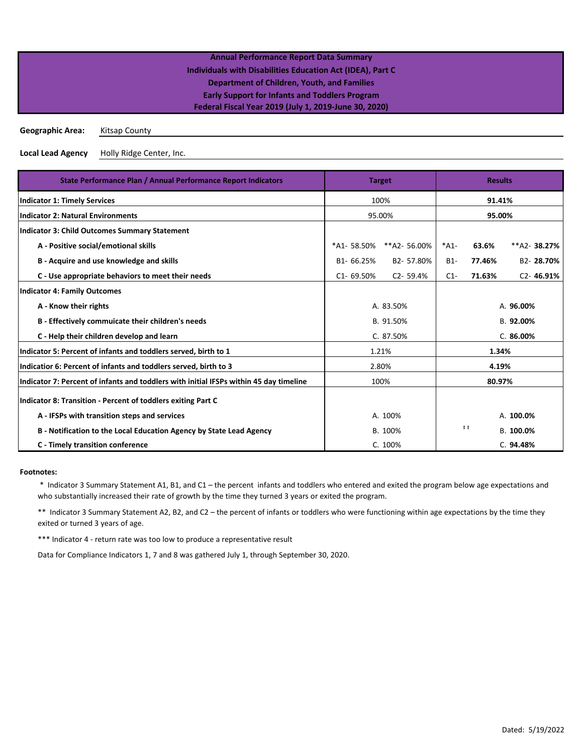**Annual Performance Report Data Summary**
**Individuals with Disabilities Education Act (IDEA), Part C**
**Department of Children, Youth, and Families**
**Early Support for Infants and Toddlers Program**
**Federal Fiscal Year 2019 (July 1, 2019-June 30, 2020)**

**Geographic Area:** Kitsap County

**Local Lead Agency** Holly Ridge Center, Inc.

| State Performance Plan / Annual Performance Report Indicators | Target | | Results | |
|---|---|---|---|---|
| **Indicator 1: Timely Services** | 100% | | **91.41%** | |
| **Indicator 2: Natural Environments** | 95.00% | | **95.00%** | |
| **Indicator 3: Child Outcomes Summary Statement** | | | | |
| **A - Positive social/emotional skills** | *A1- 58.50% | **A2- 56.00% | *A1- **63.6%** | **A2- **38.27%** |
| **B - Acquire and use knowledge and skills** | B1- 66.25% | B2- 57.80% | B1- **77.46%** | B2- **28.70%** |
| **C - Use appropriate behaviors to meet their needs** | C1- 69.50% | C2- 59.4% | C1- **71.63%** | C2- **46.91%** |
| **Indicator 4: Family Outcomes** | | | | |
| **A - Know their rights** | A. 83.50% | | A. **96.00%** | |
| **B - Effectively commuicate their children's needs** | B. 91.50% | | B. **92.00%** | |
| **C - Help their children develop and learn** | C. 87.50% | | C. **86.00%** | |
| **Indicator 5: Percent of infants and toddlers served, birth to 1** | 1.21% | | **1.34%** | |
| **Indicatior 6: Percent of infants and toddlers served, birth to 3** | 2.80% | | **4.19%** | |
| **Indicator 7: Percent of infants and toddlers with initial IFSPs within 45 day timeline** | 100% | | **80.97%** | |
| **Indicator 8: Transition - Percent of toddlers exiting Part C** | | | | |
| **A - IFSPs with transition steps and services** | A. 100% | | A. **100.0%** | |
| **B - Notification to the Local Education Agency by State Lead Agency** | B. 100% | | ‡‡ B. **100.0%** | |
| **C - Timely transition conference** | C. 100% | | C. **94.48%** | |

**Footnotes:**

\* Indicator 3 Summary Statement A1, B1, and C1 – the percent infants and toddlers who entered and exited the program below age expectations and who substantially increased their rate of growth by the time they turned 3 years or exited the program.

** Indicator 3 Summary Statement A2, B2, and C2 – the percent of infants or toddlers who were functioning within age expectations by the time they exited or turned 3 years of age.

*** Indicator 4 - return rate was too low to produce a representative result

Data for Compliance Indicators 1, 7 and 8 was gathered July 1, through September 30, 2020.

Dated: 5/19/2022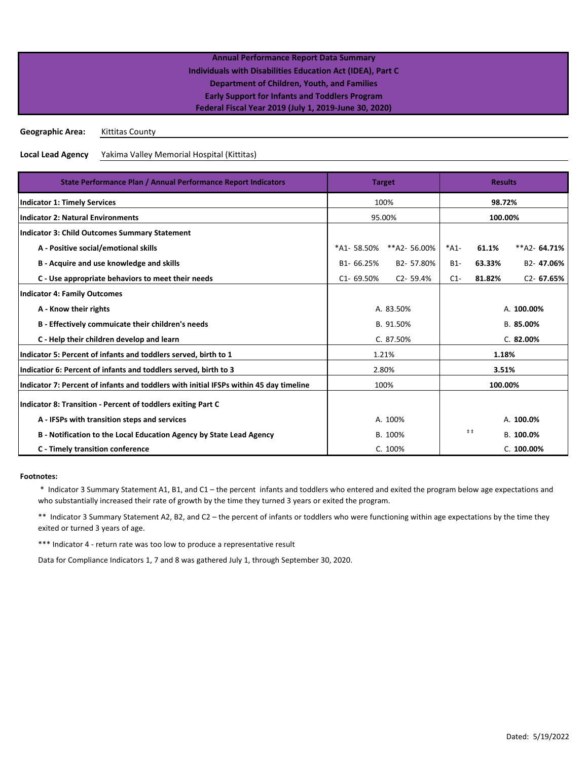**Annual Performance Report Data Summary**
**Individuals with Disabilities Education Act (IDEA), Part C**
**Department of Children, Youth, and Families**
**Early Support for Infants and Toddlers Program**
**Federal Fiscal Year 2019 (July 1, 2019-June 30, 2020)**

**Geographic Area:** Kittitas County

**Local Lead Agency** Yakima Valley Memorial Hospital (Kittitas)

| State Performance Plan / Annual Performance Report Indicators | Target | | Results | |
|---|---|---|---|---|
| **Indicator 1: Timely Services** | 100% | | **98.72%** | |
| **Indicator 2: Natural Environments** | 95.00% | | **100.00%** | |
| **Indicator 3: Child Outcomes Summary Statement** | | | | |
| **A - Positive social/emotional skills** | *A1- 58.50% | **A2- 56.00% | *A1- **61.1%** | **A2- **64.71%** |
| **B - Acquire and use knowledge and skills** | B1- 66.25% | B2- 57.80% | B1- **63.33%** | B2- **47.06%** |
| **C - Use appropriate behaviors to meet their needs** | C1- 69.50% | C2- 59.4% | C1- **81.82%** | C2- **67.65%** |
| **Indicator 4: Family Outcomes** | | | | |
| **A - Know their rights** | A. 83.50% | | A. **100.00%** | |
| **B - Effectively commuicate their children's needs** | B. 91.50% | | B. **85.00%** | |
| **C - Help their children develop and learn** | C. 87.50% | | C. **82.00%** | |
| **Indicator 5: Percent of infants and toddlers served, birth to 1** | 1.21% | | **1.18%** | |
| **Indicatior 6: Percent of infants and toddlers served, birth to 3** | 2.80% | | **3.51%** | |
| **Indicator 7: Percent of infants and toddlers with initial IFSPs within 45 day timeline** | 100% | | **100.00%** | |
| **Indicator 8: Transition - Percent of toddlers exiting Part C** | | | | |
| **A - IFSPs with transition steps and services** | A. 100% | | A. **100.0%** | |
| **B - Notification to the Local Education Agency by State Lead Agency** | B. 100% | | ‡‡ B. **100.0%** | |
| **C - Timely transition conference** | C. 100% | | C. **100.00%** | |

**Footnotes:**

\* Indicator 3 Summary Statement A1, B1, and C1 – the percent infants and toddlers who entered and exited the program below age expectations and who substantially increased their rate of growth by the time they turned 3 years or exited the program.

** Indicator 3 Summary Statement A2, B2, and C2 – the percent of infants or toddlers who were functioning within age expectations by the time they exited or turned 3 years of age.

*** Indicator 4 - return rate was too low to produce a representative result

Data for Compliance Indicators 1, 7 and 8 was gathered July 1, through September 30, 2020.

Dated: 5/19/2022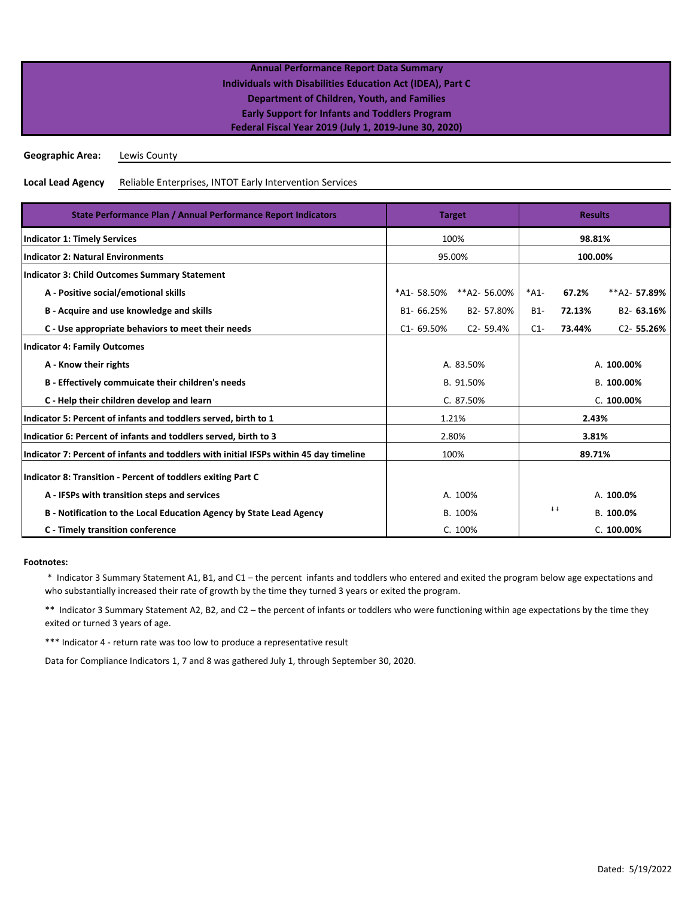**Annual Performance Report Data Summary**
**Individuals with Disabilities Education Act (IDEA), Part C**
**Department of Children, Youth, and Families**
**Early Support for Infants and Toddlers Program**
**Federal Fiscal Year 2019 (July 1, 2019-June 30, 2020)**

**Geographic Area:** Lewis County

**Local Lead Agency** Reliable Enterprises, INTOT Early Intervention Services

| State Performance Plan / Annual Performance Report Indicators | Target | | Results | |
|---|---|---|---|---|
| **Indicator 1: Timely Services** | 100% | | **98.81%** | |
| **Indicator 2: Natural Environments** | 95.00% | | **100.00%** | |
| **Indicator 3: Child Outcomes Summary Statement** | | | | |
| **A - Positive social/emotional skills** | *A1- 58.50% | **A2- 56.00% | *A1- **67.2%** | **A2- **57.89%** |
| **B - Acquire and use knowledge and skills** | B1- 66.25% | B2- 57.80% | B1- **72.13%** | B2- **63.16%** |
| **C - Use appropriate behaviors to meet their needs** | C1- 69.50% | C2- 59.4% | C1- **73.44%** | C2- **55.26%** |
| **Indicator 4: Family Outcomes** | | | | |
| **A - Know their rights** | A. 83.50% | | A. **100.00%** | |
| **B - Effectively commuicate their children's needs** | B. 91.50% | | B. **100.00%** | |
| **C - Help their children develop and learn** | C. 87.50% | | C. **100.00%** | |
| **Indicator 5: Percent of infants and toddlers served, birth to 1** | 1.21% | | **2.43%** | |
| **Indicatior 6: Percent of infants and toddlers served, birth to 3** | 2.80% | | **3.81%** | |
| **Indicator 7: Percent of infants and toddlers with initial IFSPs within 45 day timeline** | 100% | | **89.71%** | |
| **Indicator 8: Transition - Percent of toddlers exiting Part C** | | | | |
| **A - IFSPs with transition steps and services** | A. 100% | | A. **100.0%** | |
| **B - Notification to the Local Education Agency by State Lead Agency** | B. 100% | | ‡‡ B. **100.0%** | |
| **C - Timely transition conference** | C. 100% | | C. **100.00%** | |

**Footnotes:**

\* Indicator 3 Summary Statement A1, B1, and C1 – the percent infants and toddlers who entered and exited the program below age expectations and who substantially increased their rate of growth by the time they turned 3 years or exited the program.

** Indicator 3 Summary Statement A2, B2, and C2 – the percent of infants or toddlers who were functioning within age expectations by the time they exited or turned 3 years of age.

*** Indicator 4 - return rate was too low to produce a representative result

Data for Compliance Indicators 1, 7 and 8 was gathered July 1, through September 30, 2020.

Dated: 5/19/2022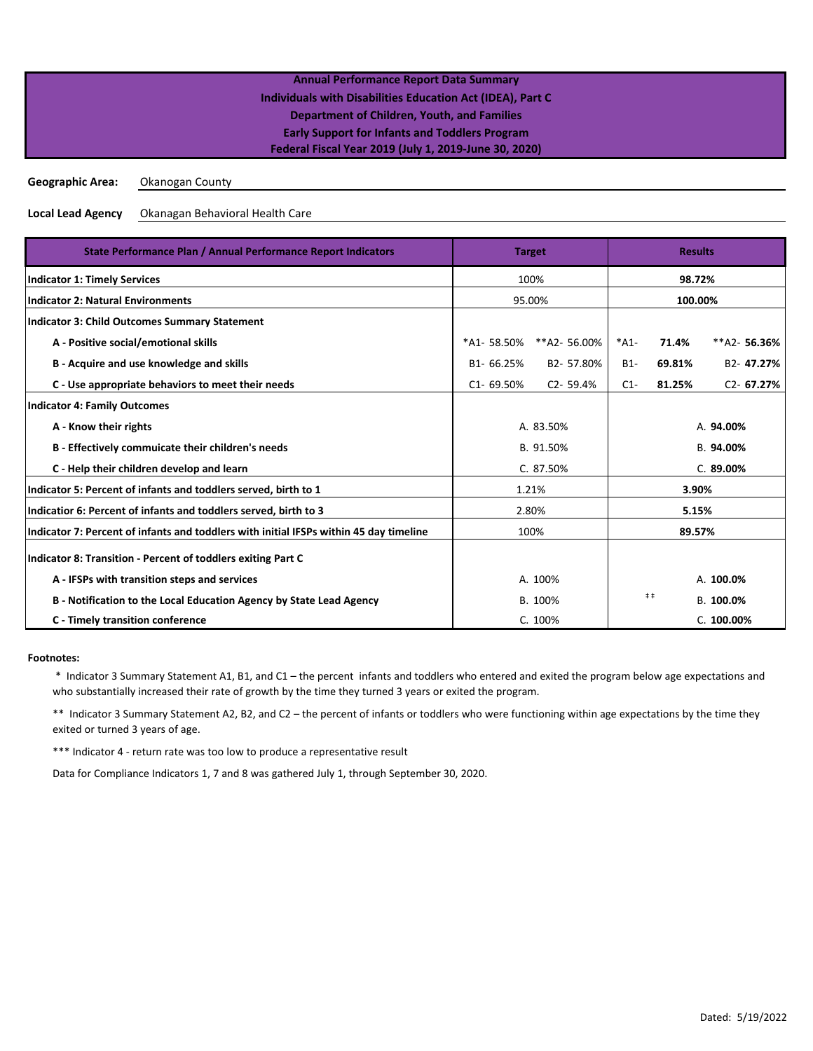**Annual Performance Report Data Summary**
**Individuals with Disabilities Education Act (IDEA), Part C**
**Department of Children, Youth, and Families**
**Early Support for Infants and Toddlers Program**
**Federal Fiscal Year 2019 (July 1, 2019-June 30, 2020)**

**Geographic Area:** Okanogan County

**Local Lead Agency** Okanagan Behavioral Health Care

| State Performance Plan / Annual Performance Report Indicators | Target | | Results | |
|---|---|---|---|---|
| **Indicator 1: Timely Services** | 100% | | **98.72%** | |
| **Indicator 2: Natural Environments** | 95.00% | | **100.00%** | |
| **Indicator 3: Child Outcomes Summary Statement** | | | | |
| **A - Positive social/emotional skills** | *A1- 58.50% | **A2- 56.00% | *A1- **71.4%** | **A2- **56.36%** |
| **B - Acquire and use knowledge and skills** | B1- 66.25% | B2- 57.80% | B1- **69.81%** | B2- **47.27%** |
| **C - Use appropriate behaviors to meet their needs** | C1- 69.50% | C2- 59.4% | C1- **81.25%** | C2- **67.27%** |
| **Indicator 4: Family Outcomes** | | | | |
| **A - Know their rights** | A. 83.50% | | A. **94.00%** | |
| **B - Effectively commuicate their children's needs** | B. 91.50% | | B. **94.00%** | |
| **C - Help their children develop and learn** | C. 87.50% | | C. **89.00%** | |
| **Indicator 5: Percent of infants and toddlers served, birth to 1** | 1.21% | | **3.90%** | |
| **Indicatior 6: Percent of infants and toddlers served, birth to 3** | 2.80% | | **5.15%** | |
| **Indicator 7: Percent of infants and toddlers with initial IFSPs within 45 day timeline** | 100% | | **89.57%** | |
| **Indicator 8: Transition - Percent of toddlers exiting Part C** | | | | |
| **A - IFSPs with transition steps and services** | A. 100% | | A. **100.0%** | |
| **B - Notification to the Local Education Agency by State Lead Agency** | B. 100% | | ‡‡ B. **100.0%** | |
| **C - Timely transition conference** | C. 100% | | C. **100.00%** | |

**Footnotes:**

\* Indicator 3 Summary Statement A1, B1, and C1 – the percent infants and toddlers who entered and exited the program below age expectations and who substantially increased their rate of growth by the time they turned 3 years or exited the program.

** Indicator 3 Summary Statement A2, B2, and C2 – the percent of infants or toddlers who were functioning within age expectations by the time they exited or turned 3 years of age.

*** Indicator 4 - return rate was too low to produce a representative result

Data for Compliance Indicators 1, 7 and 8 was gathered July 1, through September 30, 2020.

Dated: 5/19/2022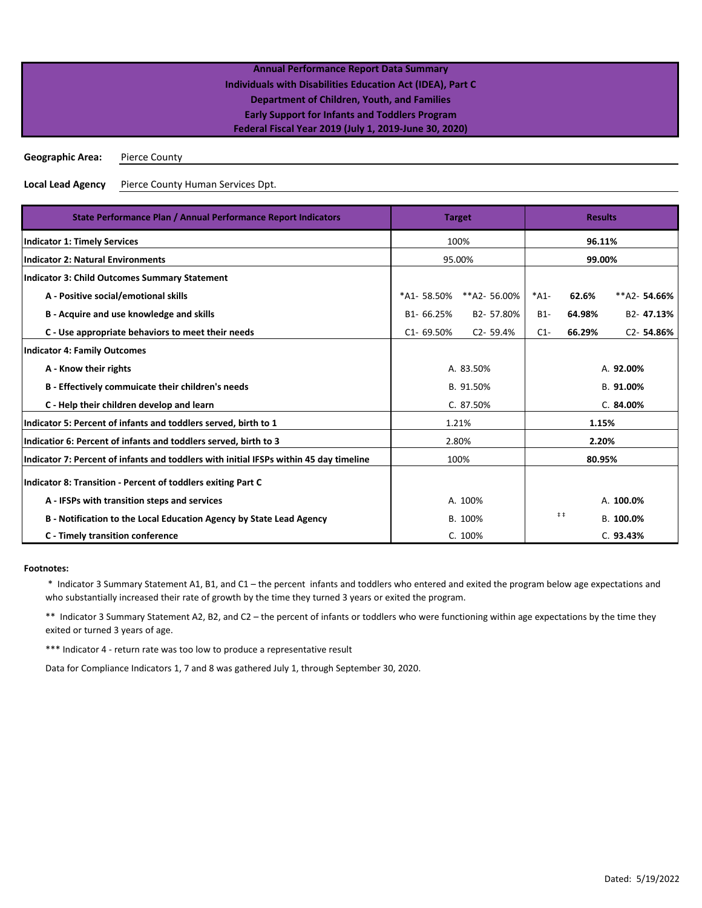# Annual Performance Report Data Summary
## Individuals with Disabilities Education Act (IDEA), Part C
## Department of Children, Youth, and Families
## Early Support for Infants and Toddlers Program
## Federal Fiscal Year 2019 (July 1, 2019-June 30, 2020)

**Geographic Area:** Pierce County

**Local Lead Agency** Pierce County Human Services Dpt.

| State Performance Plan / Annual Performance Report Indicators | Target | | Results | |
|---|---|---|---|---|
| **Indicator 1: Timely Services** | 100% | | **96.11%** | |
| **Indicator 2: Natural Environments** | 95.00% | | **99.00%** | |
| **Indicator 3: Child Outcomes Summary Statement** | | | | |
| **A - Positive social/emotional skills** | *A1- 58.50% | **A2- 56.00% | *A1- **62.6%** | **A2- **54.66%** |
| **B - Acquire and use knowledge and skills** | B1- 66.25% | B2- 57.80% | B1- **64.98%** | B2- **47.13%** |
| **C - Use appropriate behaviors to meet their needs** | C1- 69.50% | C2- 59.4% | C1- **66.29%** | C2- **54.86%** |
| **Indicator 4: Family Outcomes** | | | | |
| **A - Know their rights** | A. 83.50% | | A. **92.00%** | |
| **B - Effectively commuicate their children's needs** | B. 91.50% | | B. **91.00%** | |
| **C - Help their children develop and learn** | C. 87.50% | | C. **84.00%** | |
| **Indicator 5: Percent of infants and toddlers served, birth to 1** | 1.21% | | **1.15%** | |
| **Indicatior 6: Percent of infants and toddlers served, birth to 3** | 2.80% | | **2.20%** | |
| **Indicator 7: Percent of infants and toddlers with initial IFSPs within 45 day timeline** | 100% | | **80.95%** | |
| **Indicator 8: Transition - Percent of toddlers exiting Part C** | | | | |
| **A - IFSPs with transition steps and services** | A. 100% | | A. **100.0%** | |
| **B - Notification to the Local Education Agency by State Lead Agency** | B. 100% | | ‡‡ B. **100.0%** | |
| **C - Timely transition conference** | C. 100% | | C. **93.43%** | |

**Footnotes:**

\* Indicator 3 Summary Statement A1, B1, and C1 – the percent infants and toddlers who entered and exited the program below age expectations and who substantially increased their rate of growth by the time they turned 3 years or exited the program.

** Indicator 3 Summary Statement A2, B2, and C2 – the percent of infants or toddlers who were functioning within age expectations by the time they exited or turned 3 years of age.

*** Indicator 4 - return rate was too low to produce a representative result

Data for Compliance Indicators 1, 7 and 8 was gathered July 1, through September 30, 2020.

Dated: 5/19/2022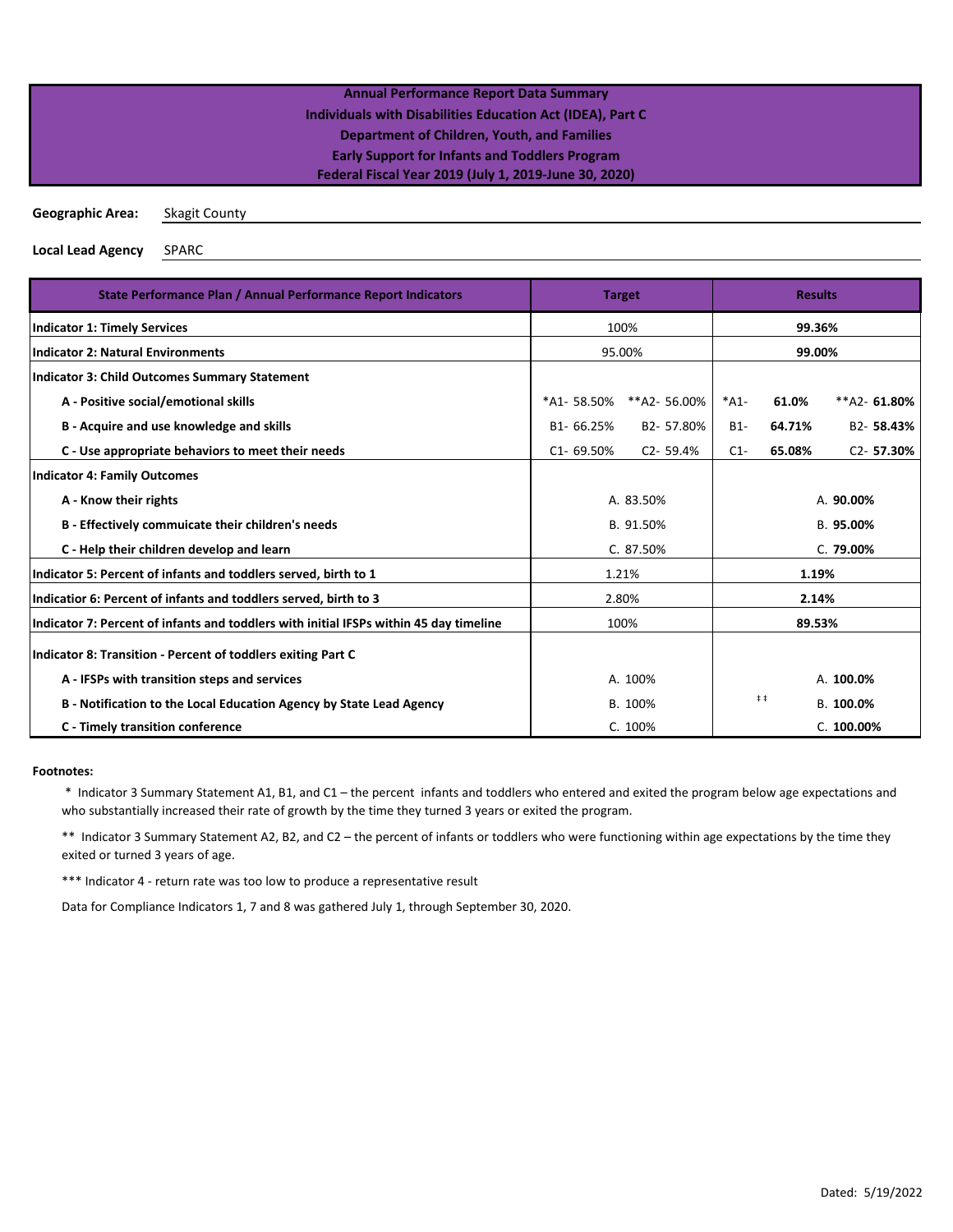**Annual Performance Report Data Summary**
**Individuals with Disabilities Education Act (IDEA), Part C**
**Department of Children, Youth, and Families**
**Early Support for Infants and Toddlers Program**
**Federal Fiscal Year 2019 (July 1, 2019-June 30, 2020)**

**Geographic Area:** Skagit County

**Local Lead Agency** SPARC

| State Performance Plan / Annual Performance Report Indicators | Target | | Results | | |
|---|---|---|---|---|---|
| **Indicator 1: Timely Services** | 100% | | **99.36%** | | |
| **Indicator 2: Natural Environments** | 95.00% | | **99.00%** | | |
| **Indicator 3: Child Outcomes Summary Statement** | | | | | |
| **A - Positive social/emotional skills** | *A1- 58.50% | **A2- 56.00% | *A1- | **61.0%** | **A2- **61.80%** |
| **B - Acquire and use knowledge and skills** | B1- 66.25% | B2- 57.80% | B1- | **64.71%** | B2- **58.43%** |
| **C - Use appropriate behaviors to meet their needs** | C1- 69.50% | C2- 59.4% | C1- | **65.08%** | C2- **57.30%** |
| **Indicator 4: Family Outcomes** | | | | | |
| **A - Know their rights** | A. 83.50% | | A. **90.00%** | | |
| **B - Effectively commuicate their children's needs** | B. 91.50% | | B. **95.00%** | | |
| **C - Help their children develop and learn** | C. 87.50% | | C. **79.00%** | | |
| **Indicator 5: Percent of infants and toddlers served, birth to 1** | 1.21% | | **1.19%** | | |
| **Indicatior 6: Percent of infants and toddlers served, birth to 3** | 2.80% | | **2.14%** | | |
| **Indicator 7: Percent of infants and toddlers with initial IFSPs within 45 day timeline** | 100% | | **89.53%** | | |
| **Indicator 8: Transition - Percent of toddlers exiting Part C** | | | | | |
| **A - IFSPs with transition steps and services** | A. 100% | | A. **100.0%** | | |
| **B - Notification to the Local Education Agency by State Lead Agency** | B. 100% | | ‡‡ B. **100.0%** | | |
| **C - Timely transition conference** | C. 100% | | C. **100.00%** | | |

**Footnotes:**

\* Indicator 3 Summary Statement A1, B1, and C1 – the percent infants and toddlers who entered and exited the program below age expectations and who substantially increased their rate of growth by the time they turned 3 years or exited the program.

** Indicator 3 Summary Statement A2, B2, and C2 – the percent of infants or toddlers who were functioning within age expectations by the time they exited or turned 3 years of age.

*** Indicator 4 - return rate was too low to produce a representative result

Data for Compliance Indicators 1, 7 and 8 was gathered July 1, through September 30, 2020.

Dated: 5/19/2022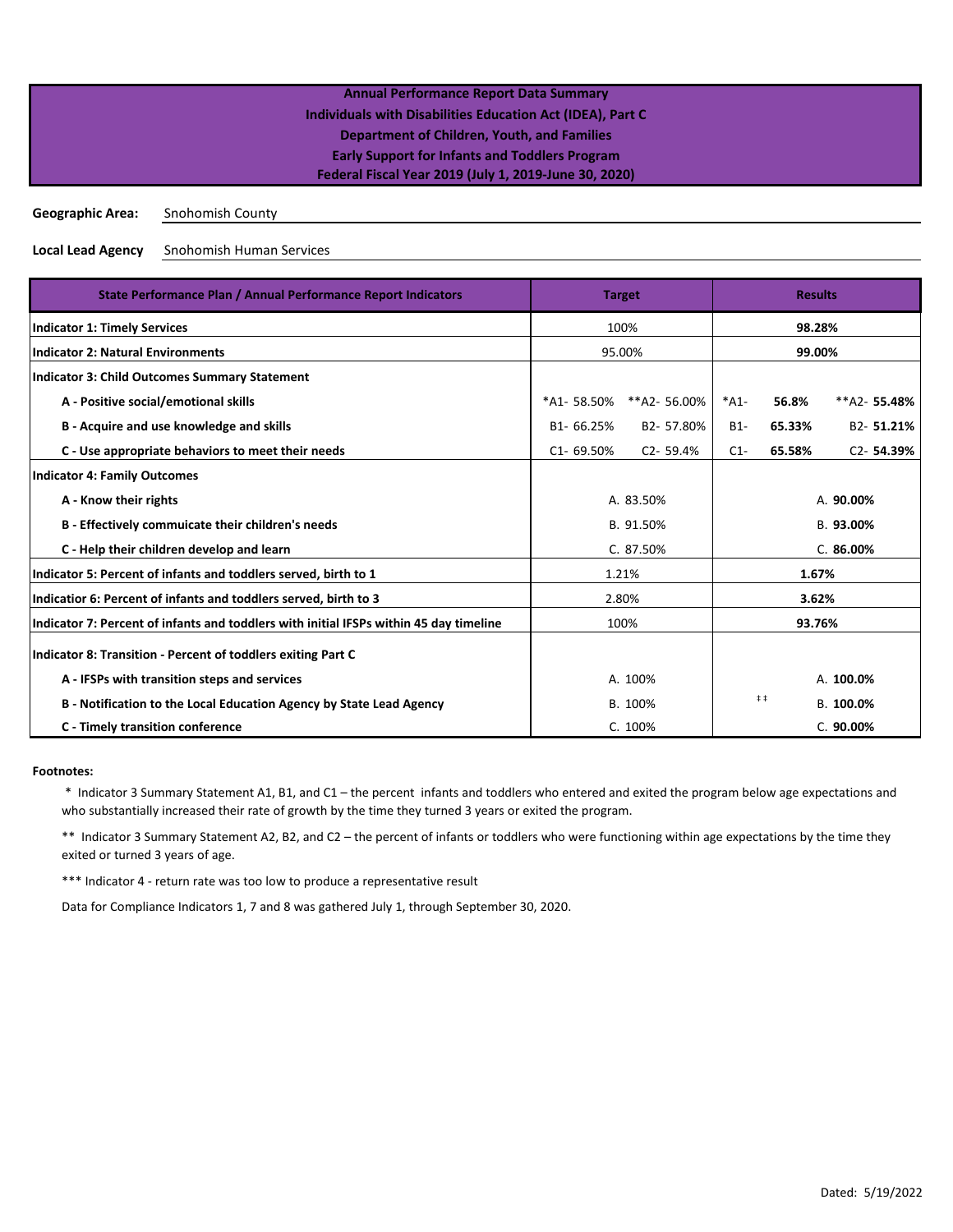**Annual Performance Report Data Summary**
**Individuals with Disabilities Education Act (IDEA), Part C**
**Department of Children, Youth, and Families**
**Early Support for Infants and Toddlers Program**
**Federal Fiscal Year 2019 (July 1, 2019-June 30, 2020)**

**Geographic Area:** Snohomish County

**Local Lead Agency** Snohomish Human Services

| State Performance Plan / Annual Performance Report Indicators | Target | | Results | |
|---|---|---|---|---|
| **Indicator 1: Timely Services** | 100% | | **98.28%** | |
| **Indicator 2: Natural Environments** | 95.00% | | **99.00%** | |
| **Indicator 3: Child Outcomes Summary Statement** | | | | |
| **A - Positive social/emotional skills** | *A1- 58.50% | **A2- 56.00% | *A1- **56.8%** | **A2- **55.48%** |
| **B - Acquire and use knowledge and skills** | B1- 66.25% | B2- 57.80% | B1- **65.33%** | B2- **51.21%** |
| **C - Use appropriate behaviors to meet their needs** | C1- 69.50% | C2- 59.4% | C1- **65.58%** | C2- **54.39%** |
| **Indicator 4: Family Outcomes** | | | | |
| **A - Know their rights** | A. 83.50% | | A. **90.00%** | |
| **B - Effectively commuicate their children's needs** | B. 91.50% | | B. **93.00%** | |
| **C - Help their children develop and learn** | C. 87.50% | | C. **86.00%** | |
| **Indicator 5: Percent of infants and toddlers served, birth to 1** | 1.21% | | **1.67%** | |
| **Indicatior 6: Percent of infants and toddlers served, birth to 3** | 2.80% | | **3.62%** | |
| **Indicator 7: Percent of infants and toddlers with initial IFSPs within 45 day timeline** | 100% | | **93.76%** | |
| **Indicator 8: Transition - Percent of toddlers exiting Part C** | | | | |
| **A - IFSPs with transition steps and services** | A. 100% | | A. **100.0%** | |
| **B - Notification to the Local Education Agency by State Lead Agency** | B. 100% | | ‡‡ B. **100.0%** | |
| **C - Timely transition conference** | C. 100% | | C. **90.00%** | |

**Footnotes:**

\* Indicator 3 Summary Statement A1, B1, and C1 – the percent infants and toddlers who entered and exited the program below age expectations and who substantially increased their rate of growth by the time they turned 3 years or exited the program.

** Indicator 3 Summary Statement A2, B2, and C2 – the percent of infants or toddlers who were functioning within age expectations by the time they exited or turned 3 years of age.

*** Indicator 4 - return rate was too low to produce a representative result

Data for Compliance Indicators 1, 7 and 8 was gathered July 1, through September 30, 2020.

Dated: 5/19/2022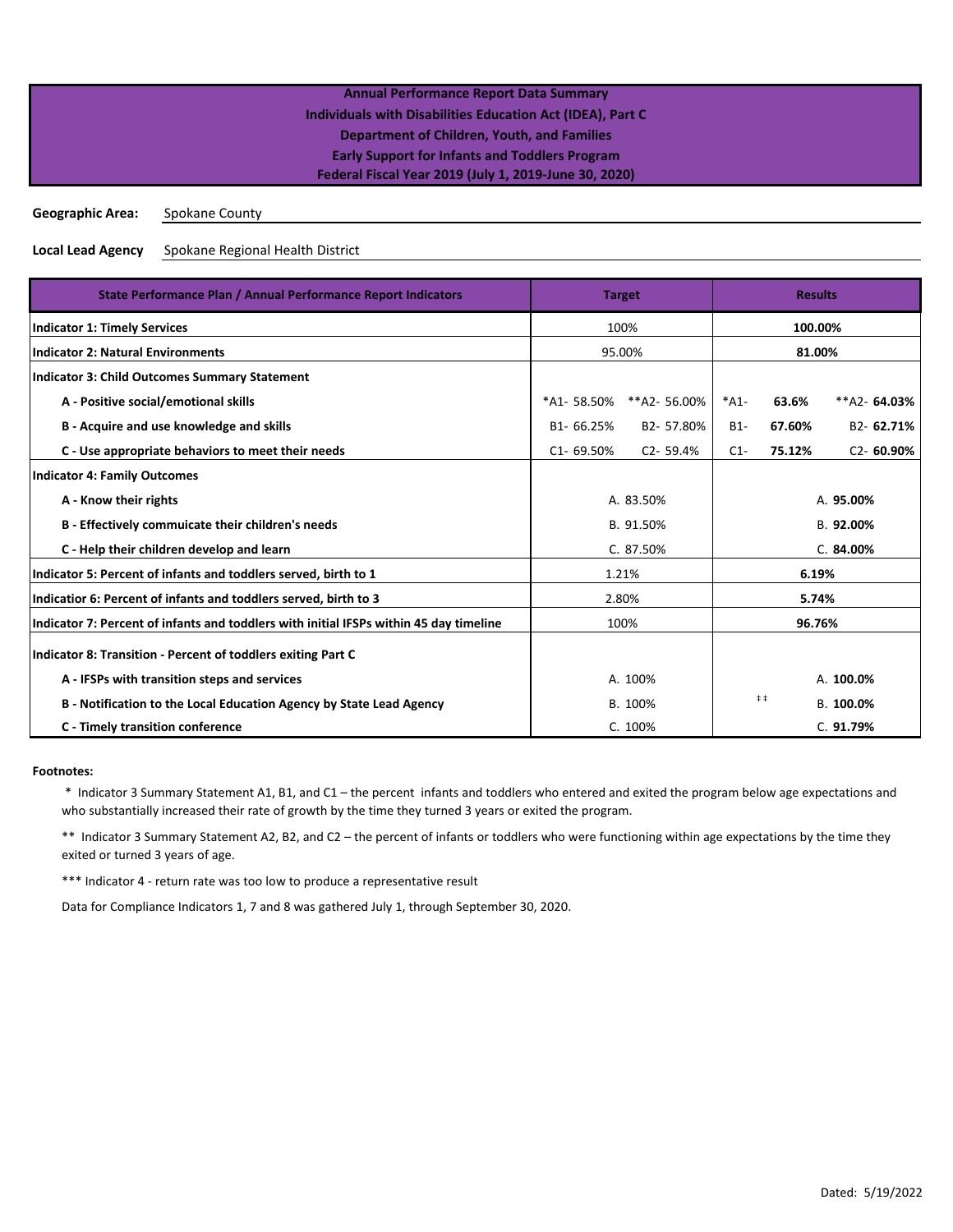**Annual Performance Report Data Summary**
**Individuals with Disabilities Education Act (IDEA), Part C**
**Department of Children, Youth, and Families**
**Early Support for Infants and Toddlers Program**
**Federal Fiscal Year 2019 (July 1, 2019-June 30, 2020)**

**Geographic Area:** Spokane County

**Local Lead Agency** Spokane Regional Health District

| State Performance Plan / Annual Performance Report Indicators | Target | | Results | |
|---|---|---|---|---|
| **Indicator 1: Timely Services** | 100% | | **100.00%** | |
| **Indicator 2: Natural Environments** | 95.00% | | **81.00%** | |
| **Indicator 3: Child Outcomes Summary Statement** | | | | |
| **A - Positive social/emotional skills** | *A1- 58.50% | **A2- 56.00% | *A1- **63.6%** | **A2- **64.03%** |
| **B - Acquire and use knowledge and skills** | B1- 66.25% | B2- 57.80% | B1- **67.60%** | B2- **62.71%** |
| **C - Use appropriate behaviors to meet their needs** | C1- 69.50% | C2- 59.4% | C1- **75.12%** | C2- **60.90%** |
| **Indicator 4: Family Outcomes** | | | | |
| **A - Know their rights** | A. 83.50% | | A. **95.00%** | |
| **B - Effectively commuicate their children's needs** | B. 91.50% | | B. **92.00%** | |
| **C - Help their children develop and learn** | C. 87.50% | | C. **84.00%** | |
| **Indicator 5: Percent of infants and toddlers served, birth to 1** | 1.21% | | **6.19%** | |
| **Indicatior 6: Percent of infants and toddlers served, birth to 3** | 2.80% | | **5.74%** | |
| **Indicator 7: Percent of infants and toddlers with initial IFSPs within 45 day timeline** | 100% | | **96.76%** | |
| **Indicator 8: Transition - Percent of toddlers exiting Part C** | | | | |
| **A - IFSPs with transition steps and services** | A. 100% | | A. **100.0%** | |
| **B - Notification to the Local Education Agency by State Lead Agency** | B. 100% | | ‡‡ B. **100.0%** | |
| **C - Timely transition conference** | C. 100% | | C. **91.79%** | |

**Footnotes:**

\* Indicator 3 Summary Statement A1, B1, and C1 – the percent infants and toddlers who entered and exited the program below age expectations and who substantially increased their rate of growth by the time they turned 3 years or exited the program.

** Indicator 3 Summary Statement A2, B2, and C2 – the percent of infants or toddlers who were functioning within age expectations by the time they exited or turned 3 years of age.

*** Indicator 4 - return rate was too low to produce a representative result

Data for Compliance Indicators 1, 7 and 8 was gathered July 1, through September 30, 2020.

Dated: 5/19/2022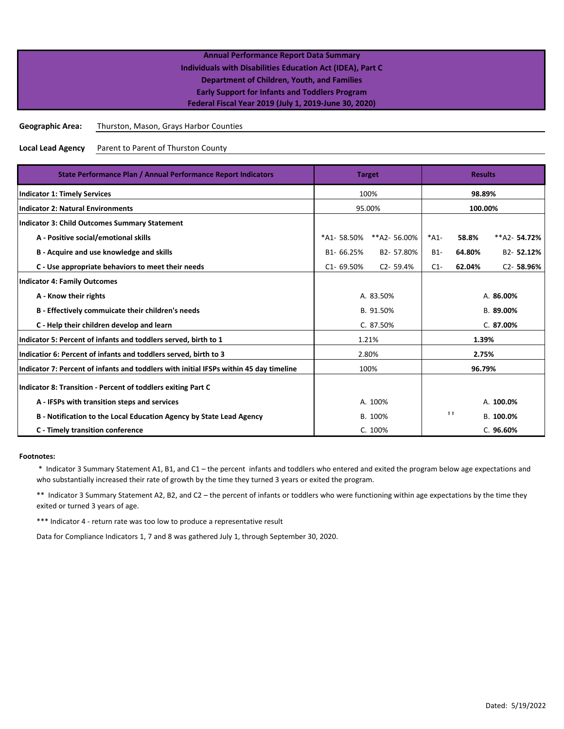**Annual Performance Report Data Summary**
**Individuals with Disabilities Education Act (IDEA), Part C**
**Department of Children, Youth, and Families**
**Early Support for Infants and Toddlers Program**
**Federal Fiscal Year 2019 (July 1, 2019-June 30, 2020)**

**Geographic Area:** Thurston, Mason, Grays Harbor Counties

**Local Lead Agency** Parent to Parent of Thurston County

| State Performance Plan / Annual Performance Report Indicators | Target | | Results | |
|---|---|---|---|---|
| **Indicator 1: Timely Services** | 100% | | **98.89%** | |
| **Indicator 2: Natural Environments** | 95.00% | | **100.00%** | |
| **Indicator 3: Child Outcomes Summary Statement** | | | | |
| **A - Positive social/emotional skills** | *A1- 58.50% | **A2- 56.00% | *A1- **58.8%** | **A2- **54.72%** |
| **B - Acquire and use knowledge and skills** | B1- 66.25% | B2- 57.80% | B1- **64.80%** | B2- **52.12%** |
| **C - Use appropriate behaviors to meet their needs** | C1- 69.50% | C2- 59.4% | C1- **62.04%** | C2- **58.96%** |
| **Indicator 4: Family Outcomes** | | | | |
| **A - Know their rights** | A. 83.50% | | A. **86.00%** | |
| **B - Effectively commuicate their children's needs** | B. 91.50% | | B. **89.00%** | |
| **C - Help their children develop and learn** | C. 87.50% | | C. **87.00%** | |
| **Indicator 5: Percent of infants and toddlers served, birth to 1** | 1.21% | | **1.39%** | |
| **Indicatior 6: Percent of infants and toddlers served, birth to 3** | 2.80% | | **2.75%** | |
| **Indicator 7: Percent of infants and toddlers with initial IFSPs within 45 day timeline** | 100% | | **96.79%** | |
| **Indicator 8: Transition - Percent of toddlers exiting Part C** | | | | |
| **A - IFSPs with transition steps and services** | A. 100% | | A. **100.0%** | |
| **B - Notification to the Local Education Agency by State Lead Agency** | B. 100% | | ‡‡ B. **100.0%** | |
| **C - Timely transition conference** | C. 100% | | C. **96.60%** | |

**Footnotes:**

* Indicator 3 Summary Statement A1, B1, and C1 – the percent infants and toddlers who entered and exited the program below age expectations and who substantially increased their rate of growth by the time they turned 3 years or exited the program.

** Indicator 3 Summary Statement A2, B2, and C2 – the percent of infants or toddlers who were functioning within age expectations by the time they exited or turned 3 years of age.

*** Indicator 4 - return rate was too low to produce a representative result

Data for Compliance Indicators 1, 7 and 8 was gathered July 1, through September 30, 2020.

Dated: 5/19/2022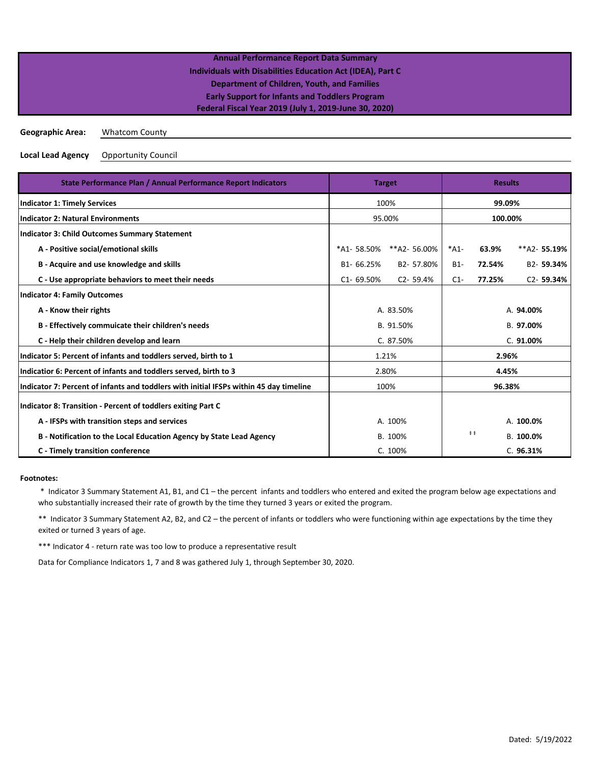**Annual Performance Report Data Summary**
**Individuals with Disabilities Education Act (IDEA), Part C**
**Department of Children, Youth, and Families**
**Early Support for Infants and Toddlers Program**
**Federal Fiscal Year 2019 (July 1, 2019-June 30, 2020)**

**Geographic Area:** Whatcom County

**Local Lead Agency** Opportunity Council

| State Performance Plan / Annual Performance Report Indicators | Target | | Results | | |
|---|---|---|---|---|---|
| **Indicator 1: Timely Services** | 100% | | **99.09%** | | |
| **Indicator 2: Natural Environments** | 95.00% | | **100.00%** | | |
| **Indicator 3: Child Outcomes Summary Statement** | | | | | |
| **A - Positive social/emotional skills** | *A1- 58.50% | **A2- 56.00% | *A1- | **63.9%** | **A2- **55.19%** |
| **B - Acquire and use knowledge and skills** | B1- 66.25% | B2- 57.80% | B1- | **72.54%** | B2- **59.34%** |
| **C - Use appropriate behaviors to meet their needs** | C1- 69.50% | C2- 59.4% | C1- | **77.25%** | C2- **59.34%** |
| **Indicator 4: Family Outcomes** | | | | | |
| **A - Know their rights** | A. 83.50% | | A. **94.00%** | | |
| **B - Effectively commuicate their children's needs** | B. 91.50% | | B. **97.00%** | | |
| **C - Help their children develop and learn** | C. 87.50% | | C. **91.00%** | | |
| **Indicator 5: Percent of infants and toddlers served, birth to 1** | 1.21% | | **2.96%** | | |
| **Indicatior 6: Percent of infants and toddlers served, birth to 3** | 2.80% | | **4.45%** | | |
| **Indicator 7: Percent of infants and toddlers with initial IFSPs within 45 day timeline** | 100% | | **96.38%** | | |
| **Indicator 8: Transition - Percent of toddlers exiting Part C** | | | | | |
| **A - IFSPs with transition steps and services** | A. 100% | | A. **100.0%** | | |
| **B - Notification to the Local Education Agency by State Lead Agency** | B. 100% | | ‡‡ B. **100.0%** | | |
| **C - Timely transition conference** | C. 100% | | C. **96.31%** | | |

**Footnotes:**

\* Indicator 3 Summary Statement A1, B1, and C1 – the percent infants and toddlers who entered and exited the program below age expectations and who substantially increased their rate of growth by the time they turned 3 years or exited the program.

** Indicator 3 Summary Statement A2, B2, and C2 – the percent of infants or toddlers who were functioning within age expectations by the time they exited or turned 3 years of age.

*** Indicator 4 - return rate was too low to produce a representative result

Data for Compliance Indicators 1, 7 and 8 was gathered July 1, through September 30, 2020.

Dated: 5/19/2022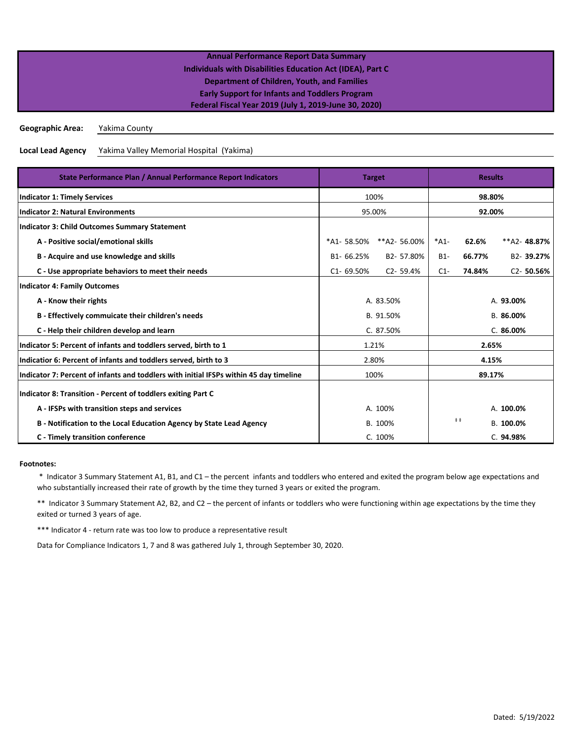**Annual Performance Report Data Summary**
**Individuals with Disabilities Education Act (IDEA), Part C**
**Department of Children, Youth, and Families**
**Early Support for Infants and Toddlers Program**
**Federal Fiscal Year 2019 (July 1, 2019-June 30, 2020)**

**Geographic Area:** Yakima County

**Local Lead Agency** Yakima Valley Memorial Hospital (Yakima)

| State Performance Plan / Annual Performance Report Indicators | Target | | Results | | | |
|---|---|---|---|---|---|---|
| **Indicator 1: Timely Services** | 100% | | **98.80%** | | | |
| **Indicator 2: Natural Environments** | 95.00% | | **92.00%** | | | |
| **Indicator 3: Child Outcomes Summary Statement** | | | | | | |
| **A - Positive social/emotional skills** | *A1- 58.50% | **A2- 56.00% | *A1- | **62.6%** | | **A2- **48.87%** |
| **B - Acquire and use knowledge and skills** | B1- 66.25% | B2- 57.80% | B1- | **66.77%** | | B2- **39.27%** |
| **C - Use appropriate behaviors to meet their needs** | C1- 69.50% | C2- 59.4% | C1- | **74.84%** | | C2- **50.56%** |
| **Indicator 4: Family Outcomes** | | | | | | |
| **A - Know their rights** | A. 83.50% | | A. **93.00%** | | | |
| **B - Effectively commuicate their children's needs** | B. 91.50% | | B. **86.00%** | | | |
| **C - Help their children develop and learn** | C. 87.50% | | C. **86.00%** | | | |
| **Indicator 5: Percent of infants and toddlers served, birth to 1** | 1.21% | | **2.65%** | | | |
| **Indicatior 6: Percent of infants and toddlers served, birth to 3** | 2.80% | | **4.15%** | | | |
| **Indicator 7: Percent of infants and toddlers with initial IFSPs within 45 day timeline** | 100% | | **89.17%** | | | |
| **Indicator 8: Transition - Percent of toddlers exiting Part C** | | | | | | |
| **A - IFSPs with transition steps and services** | A. 100% | | A. **100.0%** | | | |
| **B - Notification to the Local Education Agency by State Lead Agency** | B. 100% | | ‡‡ B. **100.0%** | | | |
| **C - Timely transition conference** | C. 100% | | C. **94.98%** | | | |

**Footnotes:**

\* Indicator 3 Summary Statement A1, B1, and C1 – the percent infants and toddlers who entered and exited the program below age expectations and who substantially increased their rate of growth by the time they turned 3 years or exited the program.

** Indicator 3 Summary Statement A2, B2, and C2 – the percent of infants or toddlers who were functioning within age expectations by the time they exited or turned 3 years of age.

*** Indicator 4 - return rate was too low to produce a representative result

Data for Compliance Indicators 1, 7 and 8 was gathered July 1, through September 30, 2020.

Dated: 5/19/2022